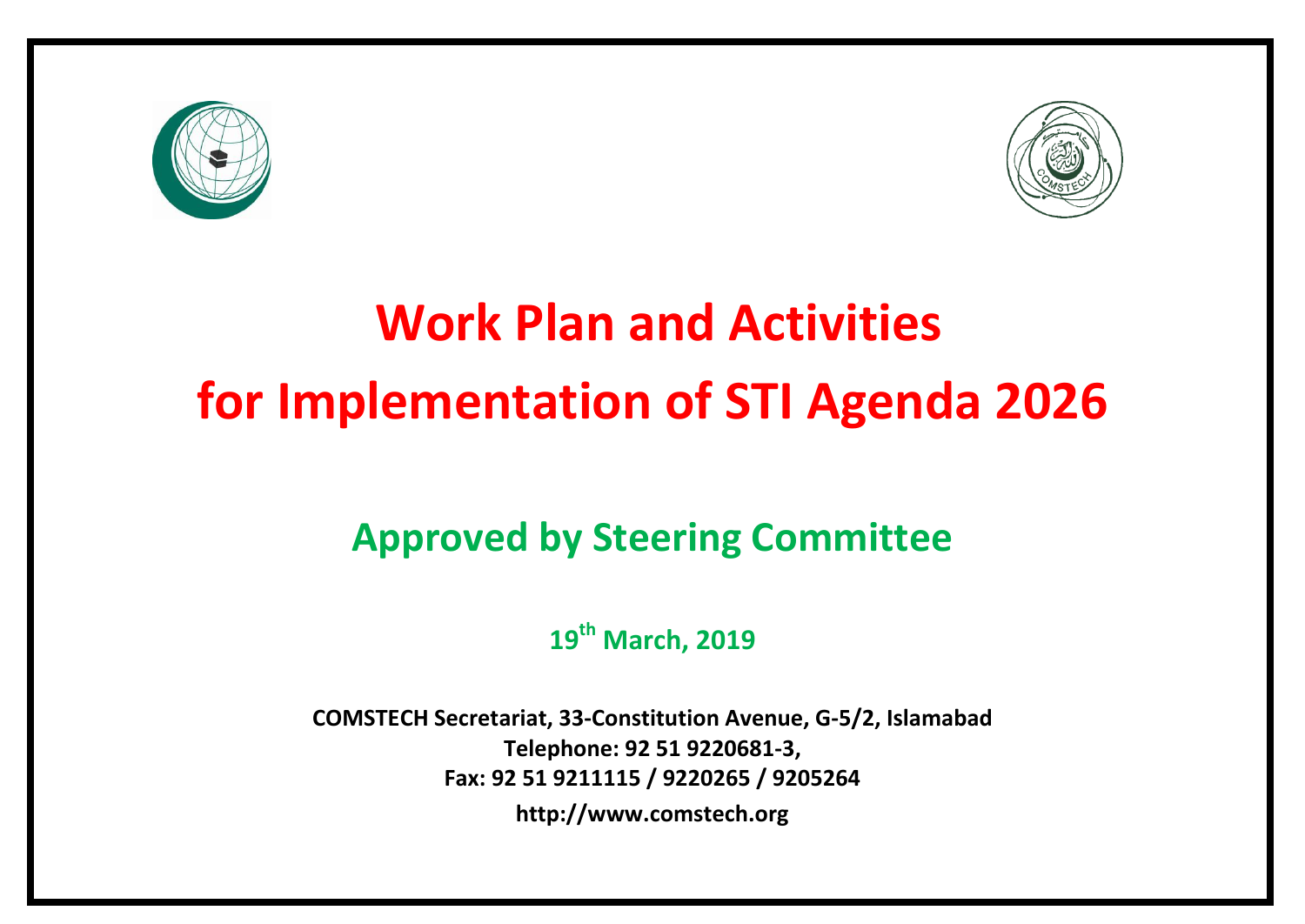# Work Plan and Activities for Implementation of STI Agenda 2026

## Approved by Steering Committee

**19th March, 2019**

**COMSTECH Secretariat, 33-Constitution Avenue, G-5/2, Islamabad**
**Telephone: 92 51 9220681-3,**
**Fax: 92 51 9211115 / 9220265 / 9205264**
**http://www.comstech.org**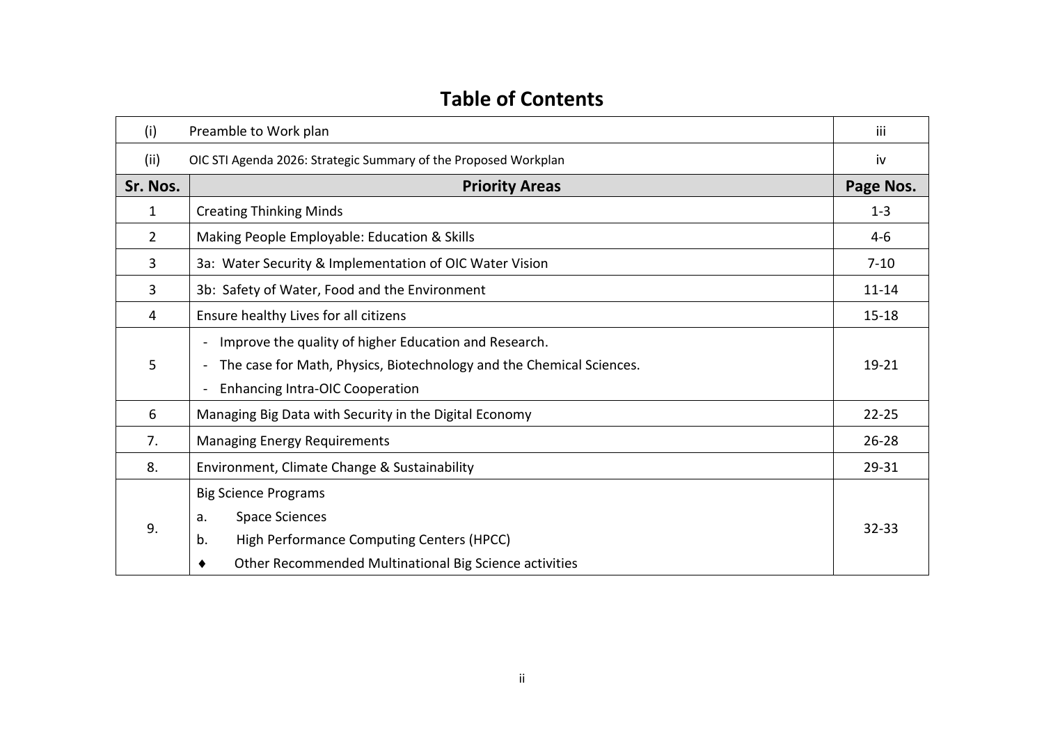# Table of Contents

| | | |
|---|---|---|
| (i) | Preamble to Work plan | iii |
| (ii) | OIC STI Agenda 2026: Strategic Summary of the Proposed Workplan | iv |
| **Sr. Nos.** | **Priority Areas** | **Page Nos.** |
| 1 | Creating Thinking Minds | 1-3 |
| 2 | Making People Employable: Education & Skills | 4-6 |
| 3 | 3a: Water Security & Implementation of OIC Water Vision | 7-10 |
| 3 | 3b: Safety of Water, Food and the Environment | 11-14 |
| 4 | Ensure healthy Lives for all citizens | 15-18 |
| 5 | - Improve the quality of higher Education and Research.<br>- The case for Math, Physics, Biotechnology and the Chemical Sciences.<br>- Enhancing Intra-OIC Cooperation | 19-21 |
| 6 | Managing Big Data with Security in the Digital Economy | 22-25 |
| 7. | Managing Energy Requirements | 26-28 |
| 8. | Environment, Climate Change & Sustainability | 29-31 |
| 9. | Big Science Programs<br>a. Space Sciences<br>b. High Performance Computing Centers (HPCC)<br>♦ Other Recommended Multinational Big Science activities | 32-33 |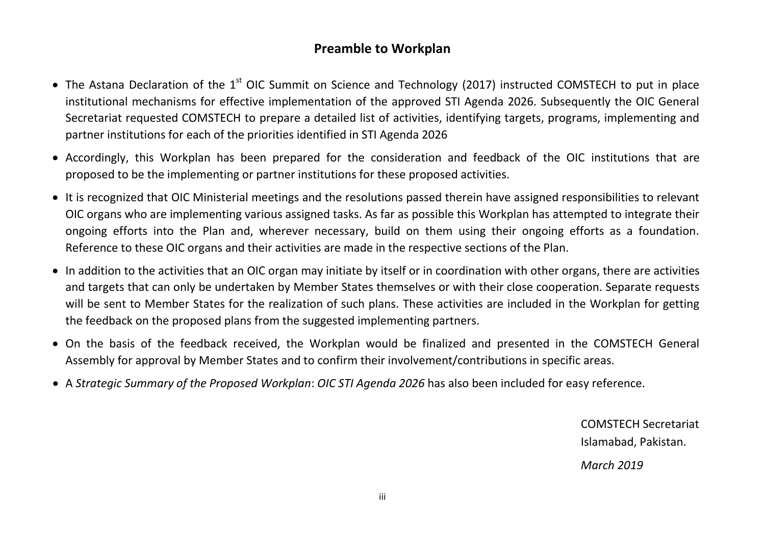## Preamble to Workplan

- The Astana Declaration of the 1st OIC Summit on Science and Technology (2017) instructed COMSTECH to put in place institutional mechanisms for effective implementation of the approved STI Agenda 2026. Subsequently the OIC General Secretariat requested COMSTECH to prepare a detailed list of activities, identifying targets, programs, implementing and partner institutions for each of the priorities identified in STI Agenda 2026
- Accordingly, this Workplan has been prepared for the consideration and feedback of the OIC institutions that are proposed to be the implementing or partner institutions for these proposed activities.
- It is recognized that OIC Ministerial meetings and the resolutions passed therein have assigned responsibilities to relevant OIC organs who are implementing various assigned tasks. As far as possible this Workplan has attempted to integrate their ongoing efforts into the Plan and, wherever necessary, build on them using their ongoing efforts as a foundation. Reference to these OIC organs and their activities are made in the respective sections of the Plan.
- In addition to the activities that an OIC organ may initiate by itself or in coordination with other organs, there are activities and targets that can only be undertaken by Member States themselves or with their close cooperation. Separate requests will be sent to Member States for the realization of such plans. These activities are included in the Workplan for getting the feedback on the proposed plans from the suggested implementing partners.
- On the basis of the feedback received, the Workplan would be finalized and presented in the COMSTECH General Assembly for approval by Member States and to confirm their involvement/contributions in specific areas.
- A *Strategic Summary of the Proposed Workplan*: *OIC STI Agenda 2026* has also been included for easy reference.

COMSTECH Secretariat
Islamabad, Pakistan.

*March 2019*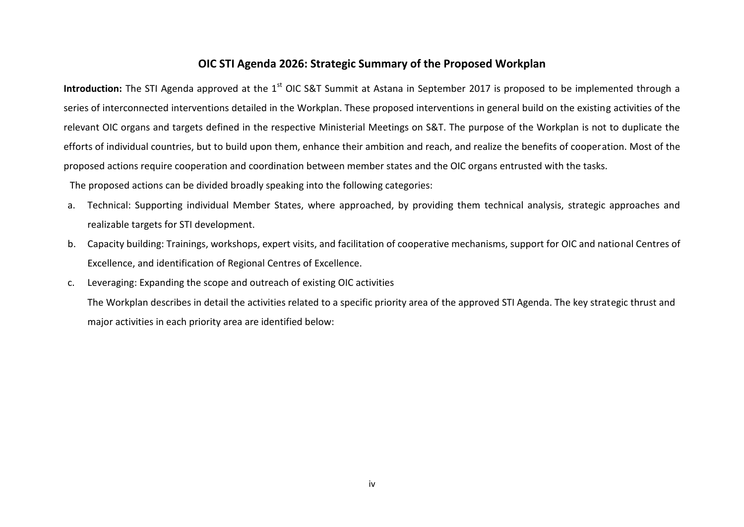## OIC STI Agenda 2026: Strategic Summary of the Proposed Workplan

**Introduction:** The STI Agenda approved at the 1st OIC S&T Summit at Astana in September 2017 is proposed to be implemented through a series of interconnected interventions detailed in the Workplan. These proposed interventions in general build on the existing activities of the relevant OIC organs and targets defined in the respective Ministerial Meetings on S&T. The purpose of the Workplan is not to duplicate the efforts of individual countries, but to build upon them, enhance their ambition and reach, and realize the benefits of cooperation. Most of the proposed actions require cooperation and coordination between member states and the OIC organs entrusted with the tasks.

The proposed actions can be divided broadly speaking into the following categories:

a. Technical: Supporting individual Member States, where approached, by providing them technical analysis, strategic approaches and realizable targets for STI development.

b. Capacity building: Trainings, workshops, expert visits, and facilitation of cooperative mechanisms, support for OIC and national Centres of Excellence, and identification of Regional Centres of Excellence.

c. Leveraging: Expanding the scope and outreach of existing OIC activities

The Workplan describes in detail the activities related to a specific priority area of the approved STI Agenda. The key strategic thrust and major activities in each priority area are identified below: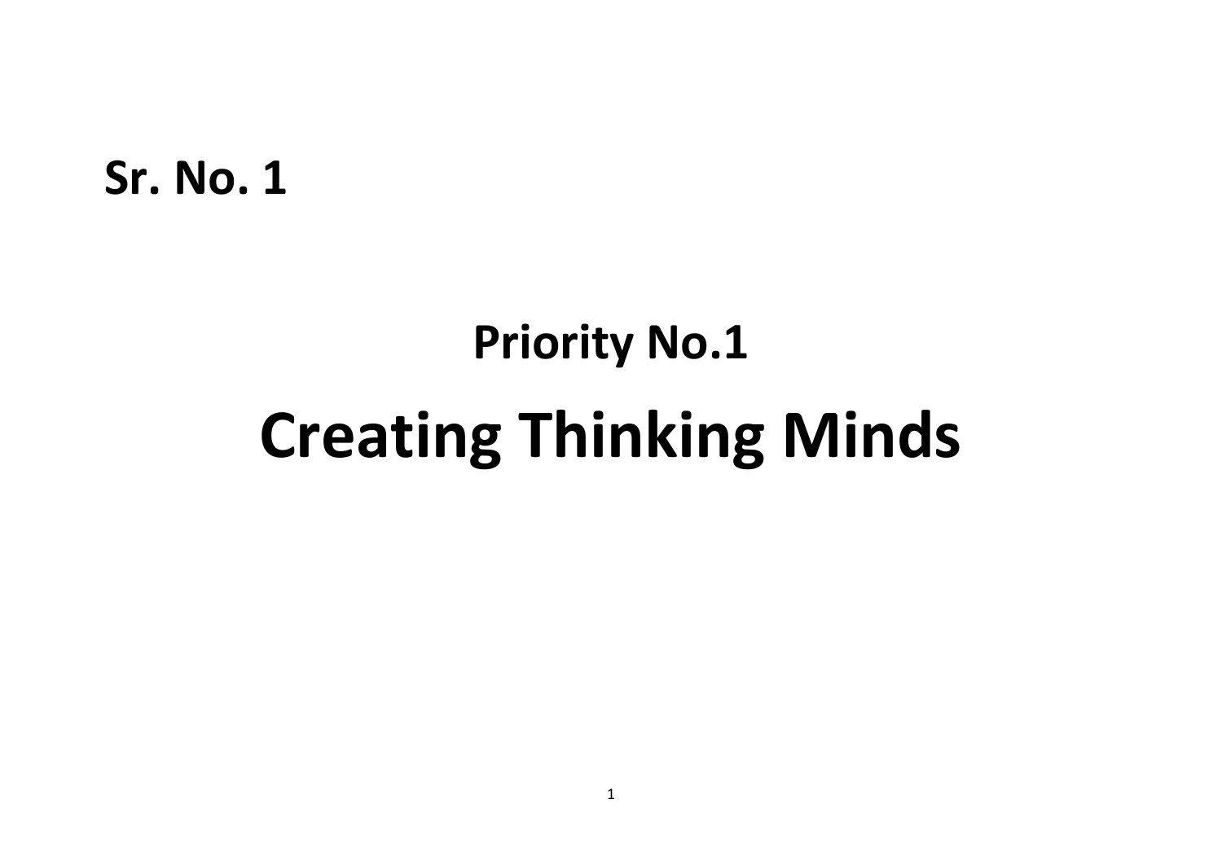**Sr. No. 1**

## Priority No.1

# Creating Thinking Minds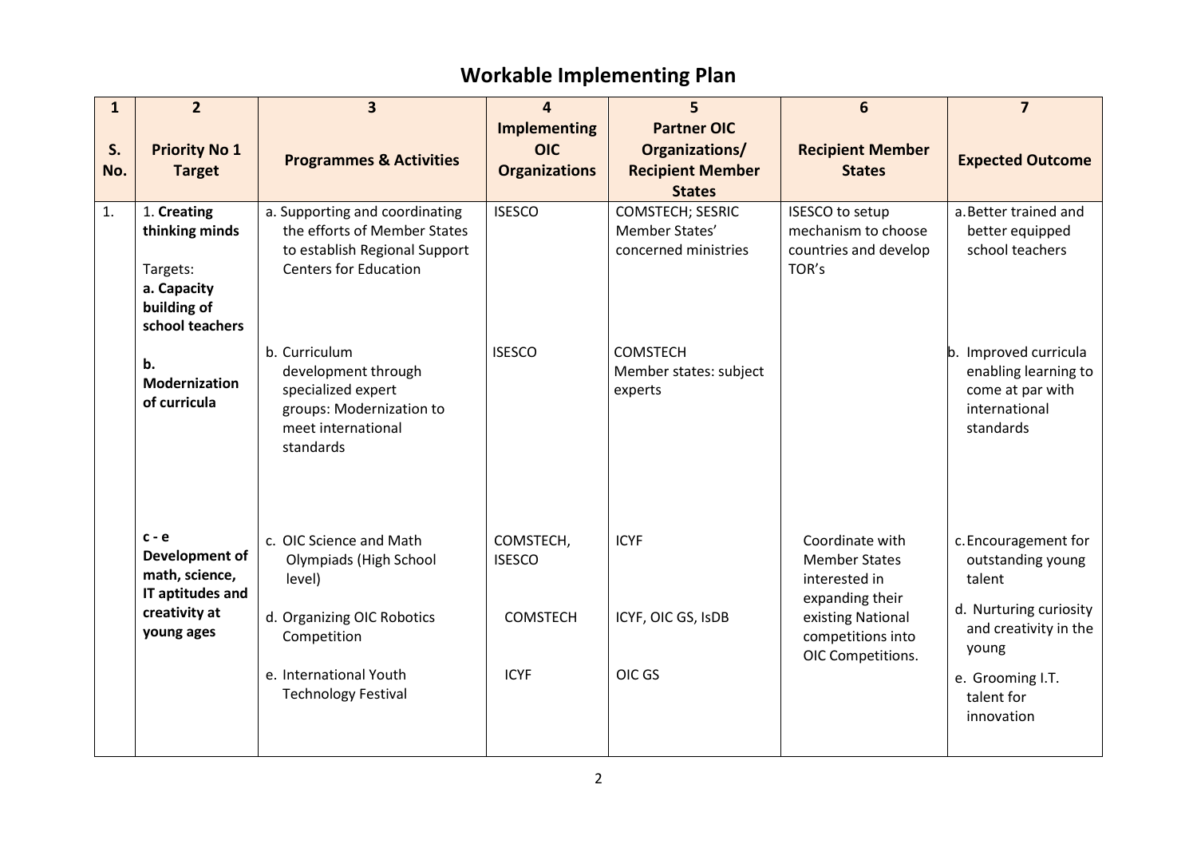# Workable Implementing Plan

| 1<br>S. No. | 2<br>Priority No 1 Target | 3<br>Programmes & Activities | 4<br>Implementing OIC Organizations | 5<br>Partner OIC Organizations/ Recipient Member States | 6<br>Recipient Member States | 7<br>Expected Outcome |
|---|---|---|---|---|---|---|
| 1. | 1. **Creating thinking minds**<br>Targets:<br>**a. Capacity building of school teachers** | a. Supporting and coordinating the efforts of Member States to establish Regional Support Centers for Education | ISESCO | COMSTECH; SESRIC Member States' concerned ministries | ISESCO to setup mechanism to choose countries and develop TOR's | a. Better trained and better equipped school teachers |
| | **b. Modernization of curricula** | b. Curriculum development through specialized expert groups: Modernization to meet international standards | ISESCO | COMSTECH Member states: subject experts | | b. Improved curricula enabling learning to come at par with international standards |
| | **c - e Development of math, science, IT aptitudes and creativity at young ages** | c. OIC Science and Math Olympiads (High School level) | COMSTECH, ISESCO | ICYF | Coordinate with Member States interested in expanding their existing National competitions into OIC Competitions. | c. Encouragement for outstanding young talent |
| | | d. Organizing OIC Robotics Competition | COMSTECH | ICYF, OIC GS, IsDB | | d. Nurturing curiosity and creativity in the young |
| | | e. International Youth Technology Festival | ICYF | OIC GS | | e. Grooming I.T. talent for innovation |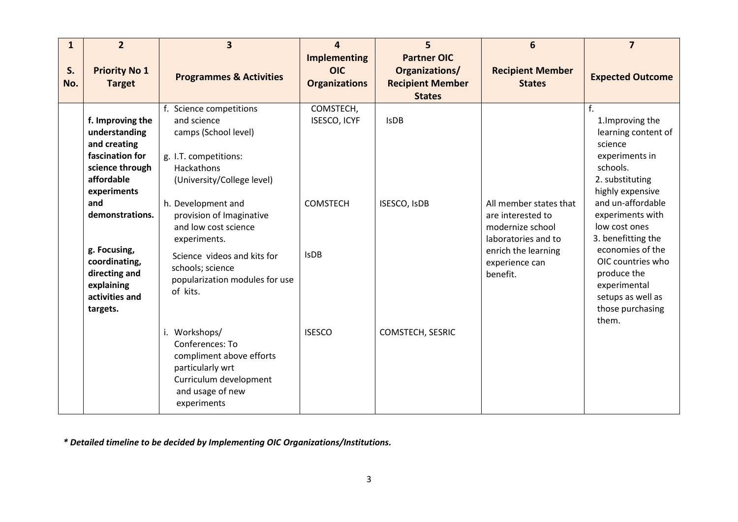| 1<br><br>S. No. | 2<br><br>Priority No 1 Target | 3<br><br>Programmes & Activities | 4<br>Implementing OIC Organizations | 5<br>Partner OIC Organizations/ Recipient Member States | 6<br><br>Recipient Member States | 7<br><br>Expected Outcome |
|---|---|---|---|---|---|---|
| | **f. Improving the understanding and creating fascination for science through affordable experiments and demonstrations.**<br><br>**g. Focusing, coordinating, directing and explaining activities and targets.** | f. Science competitions and science camps (School level)<br><br>g. I.T. competitions: Hackathons (University/College level)<br><br>h. Development and provision of Imaginative and low cost science experiments.<br><br>Science videos and kits for schools; science popularization modules for use of kits.<br><br>i. Workshops/ Conferences: To compliment above efforts particularly wrt Curriculum development and usage of new experiments | COMSTECH, ISESCO, ICYF<br><br>COMSTECH<br><br>IsDB<br><br>ISESCO | IsDB<br><br>ISESCO, IsDB<br><br>COMSTECH, SESRIC | All member states that are interested to modernize school laboratories and to enrich the learning experience can benefit. | f.<br>1.Improving the learning content of science experiments in schools.<br>2. substituting highly expensive and un-affordable experiments with low cost ones<br>3. benefitting the economies of the OIC countries who produce the experimental setups as well as those purchasing them. |

***\* Detailed timeline to be decided by Implementing OIC Organizations/Institutions.***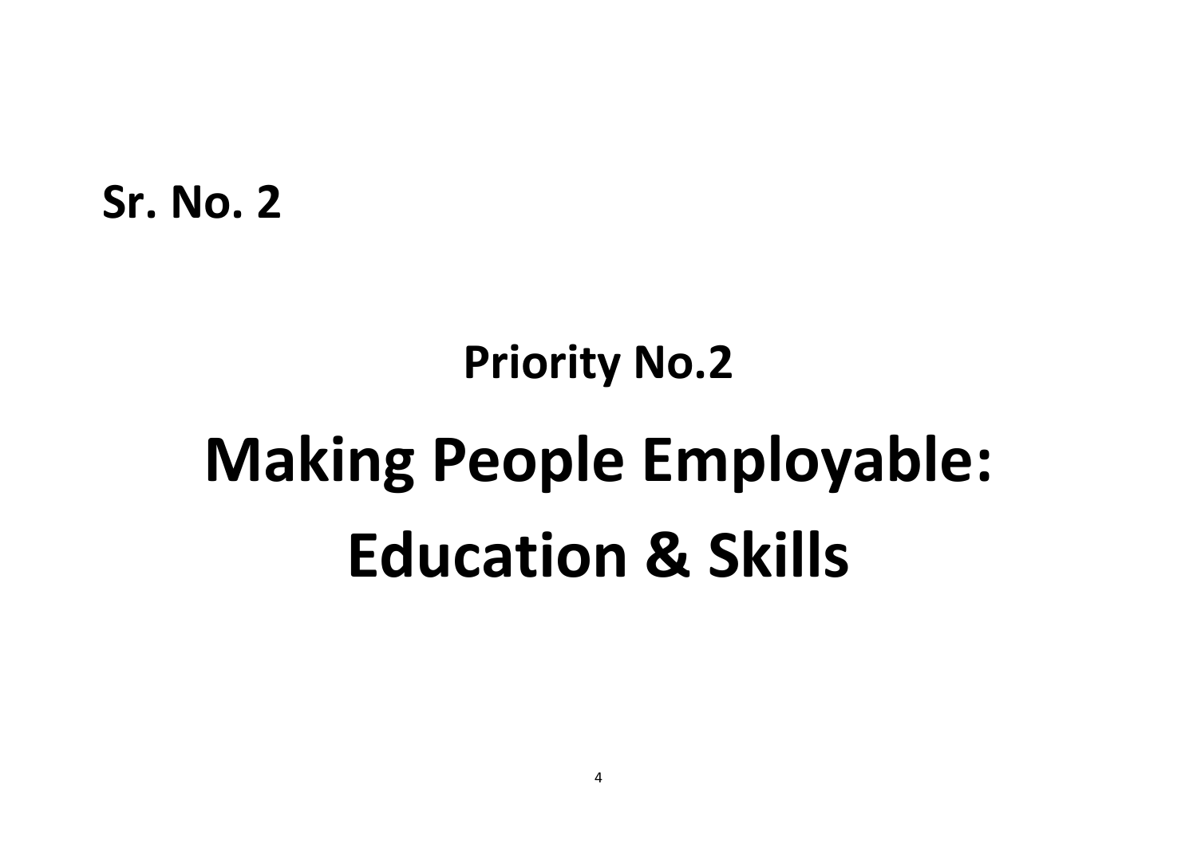**Sr. No. 2**

## Priority No.2

# Making People Employable: Education & Skills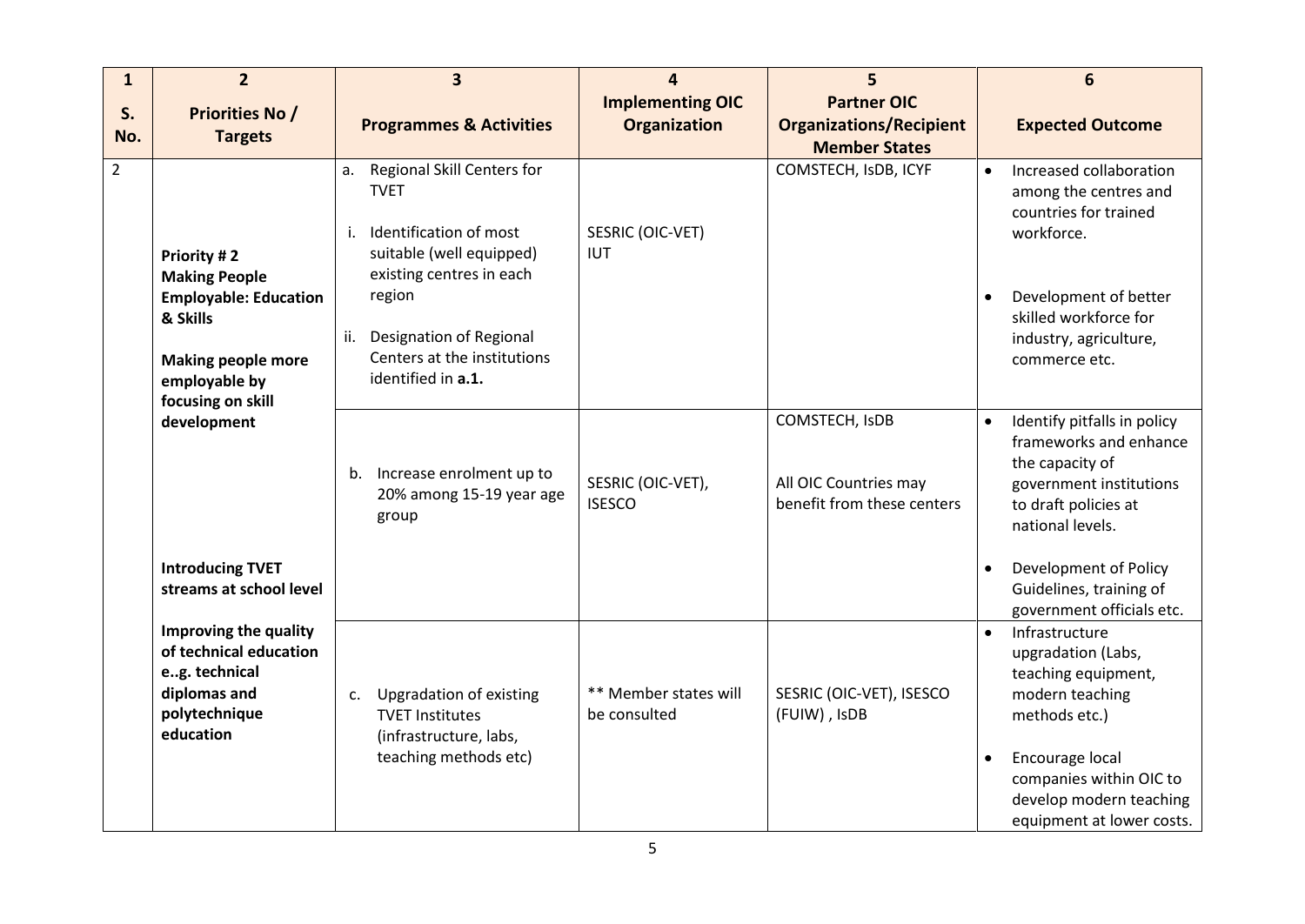| 1 S. No. | 2 Priorities No / Targets | 3 Programmes & Activities | 4 Implementing OIC Organization | 5 Partner OIC Organizations/Recipient Member States | 6 Expected Outcome |
|---|---|---|---|---|---|
| 2 | **Priority # 2 Making People Employable: Education & Skills**<br><br>**Making people more employable by focusing on skill development**<br><br>**Introducing TVET streams at school level**<br><br>**Improving the quality of technical education e..g. technical diplomas and polytechnique education** | a. Regional Skill Centers for TVET<br><br>i. Identification of most suitable (well equipped) existing centres in each region<br><br>ii. Designation of Regional Centers at the institutions identified in **a.1.** | SESRIC (OIC-VET) IUT | COMSTECH, IsDB, ICYF | • Increased collaboration among the centres and countries for trained workforce.<br><br>• Development of better skilled workforce for industry, agriculture, commerce etc. |
| | | b. Increase enrolment up to 20% among 15-19 year age group | SESRIC (OIC-VET), ISESCO | COMSTECH, IsDB<br><br>All OIC Countries may benefit from these centers | • Identify pitfalls in policy frameworks and enhance the capacity of government institutions to draft policies at national levels.<br><br>• Development of Policy Guidelines, training of government officials etc. |
| | | c. Upgradation of existing TVET Institutes (infrastructure, labs, teaching methods etc) | ** Member states will be consulted | SESRIC (OIC-VET), ISESCO (FUIW) , IsDB | • Infrastructure upgradation (Labs, teaching equipment, modern teaching methods etc.)<br><br>• Encourage local companies within OIC to develop modern teaching equipment at lower costs. |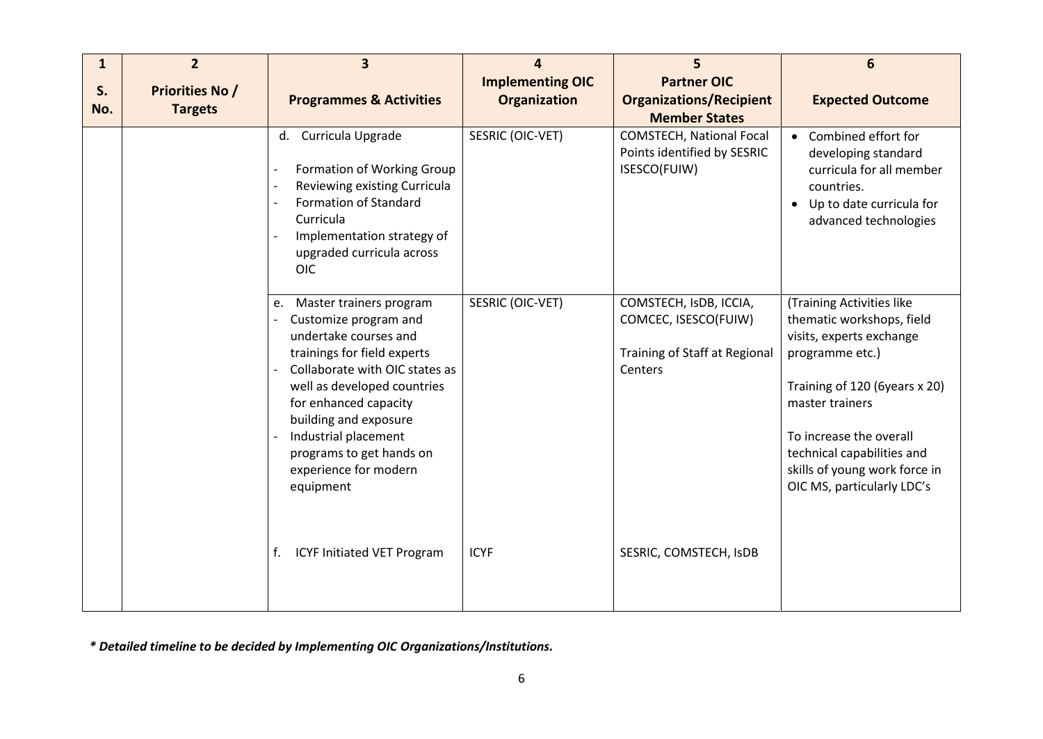| 1<br>S. No. | 2<br>Priorities No / Targets | 3<br>Programmes & Activities | 4<br>Implementing OIC Organization | 5<br>Partner OIC Organizations/Recipient Member States | 6<br>Expected Outcome |
|---|---|---|---|---|---|
| | | d. Curricula Upgrade<br>- Formation of Working Group<br>- Reviewing existing Curricula<br>- Formation of Standard Curricula<br>- Implementation strategy of upgraded curricula across OIC | SESRIC (OIC-VET) | COMSTECH, National Focal Points identified by SESRIC ISESCO(FUIW) | • Combined effort for developing standard curricula for all member countries.<br>• Up to date curricula for advanced technologies |
| | | e. Master trainers program<br>- Customize program and undertake courses and trainings for field experts<br>- Collaborate with OIC states as well as developed countries for enhanced capacity building and exposure<br>- Industrial placement programs to get hands on experience for modern equipment | SESRIC (OIC-VET) | COMSTECH, IsDB, ICCIA, COMCEC, ISESCO(FUIW)<br><br>Training of Staff at Regional Centers | (Training Activities like thematic workshops, field visits, experts exchange programme etc.)<br><br>Training of 120 (6years x 20) master trainers<br><br>To increase the overall technical capabilities and skills of young work force in OIC MS, particularly LDC's |
| | | f. ICYF Initiated VET Program | ICYF | SESRIC, COMSTECH, IsDB | |

***\* Detailed timeline to be decided by Implementing OIC Organizations/Institutions.***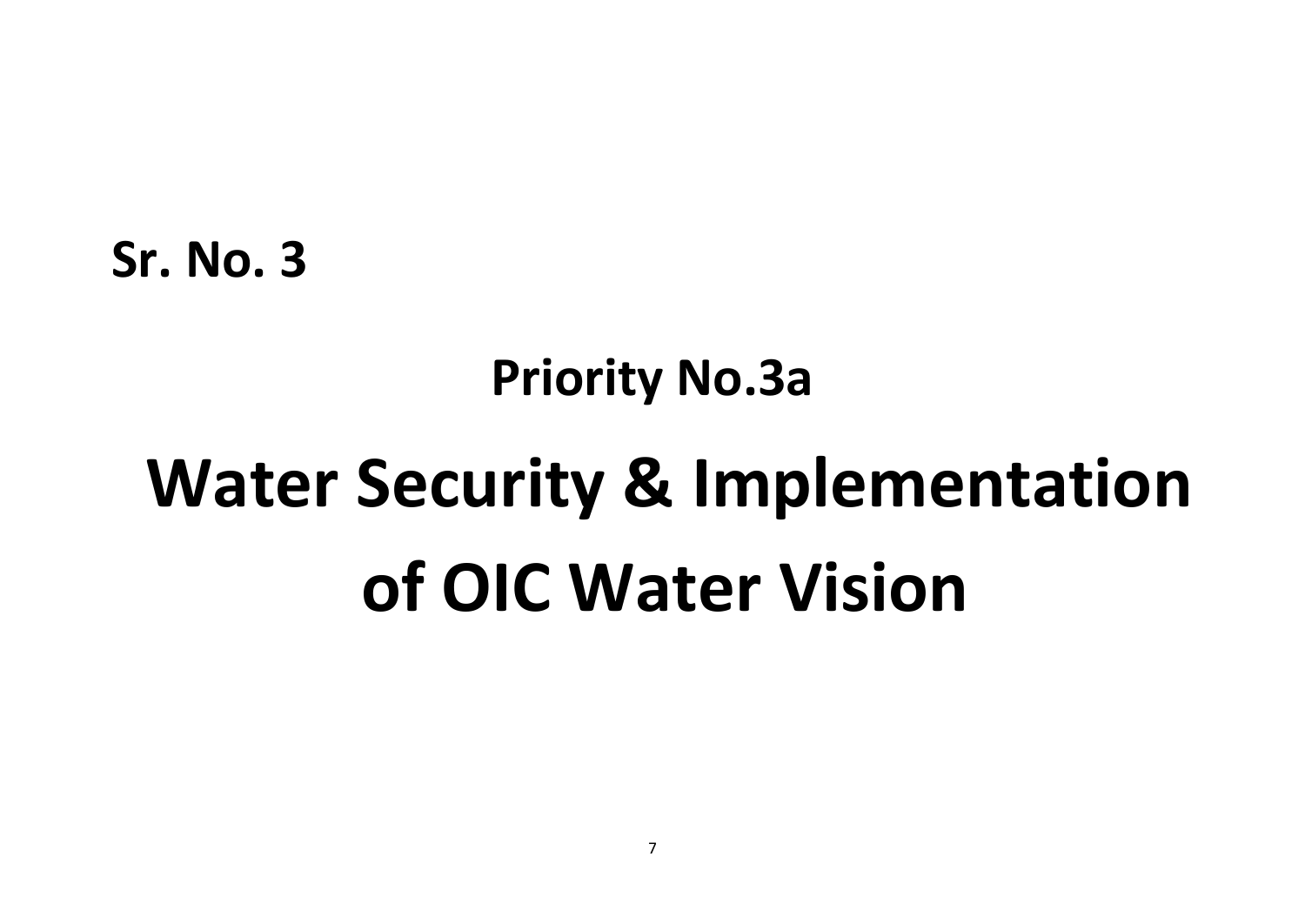**Sr. No. 3**

## Priority No.3a

# Water Security & Implementation of OIC Water Vision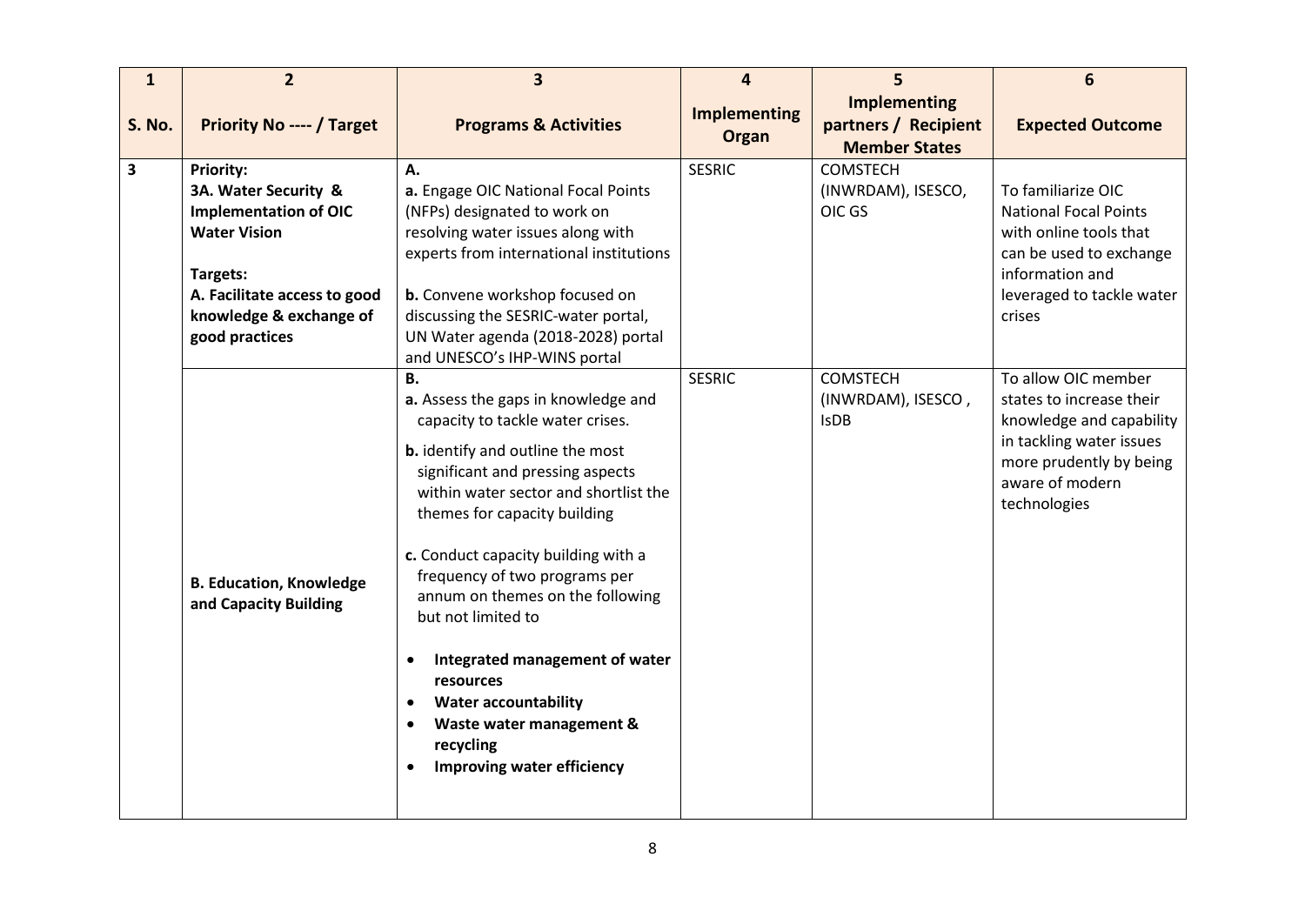| 1 | 2 | 3 | 4 | 5 | 6 |
|---|---|---|---|---|---|
| **S. No.** | **Priority No ---- / Target** | **Programs & Activities** | **Implementing Organ** | **Implementing partners / Recipient Member States** | **Expected Outcome** |
| **3** | **Priority:**<br>**3A. Water Security & Implementation of OIC Water Vision**<br><br>**Targets:**<br>**A. Facilitate access to good knowledge & exchange of good practices** | **A.**<br>**a.** Engage OIC National Focal Points (NFPs) designated to work on resolving water issues along with experts from international institutions<br><br>**b.** Convene workshop focused on discussing the SESRIC-water portal, UN Water agenda (2018-2028) portal and UNESCO's IHP-WINS portal | SESRIC | COMSTECH (INWRDAM), ISESCO, OIC GS | To familiarize OIC National Focal Points with online tools that can be used to exchange information and leveraged to tackle water crises |
| | **B. Education, Knowledge and Capacity Building** | **B.**<br>**a.** Assess the gaps in knowledge and capacity to tackle water crises.<br>**b.** identify and outline the most significant and pressing aspects within water sector and shortlist the themes for capacity building<br><br>**c.** Conduct capacity building with a frequency of two programs per annum on themes on the following but not limited to<br><br>• **Integrated management of water resources**<br>• **Water accountability**<br>• **Waste water management & recycling**<br>• **Improving water efficiency** | SESRIC | COMSTECH (INWRDAM), ISESCO , IsDB | To allow OIC member states to increase their knowledge and capability in tackling water issues more prudently by being aware of modern technologies |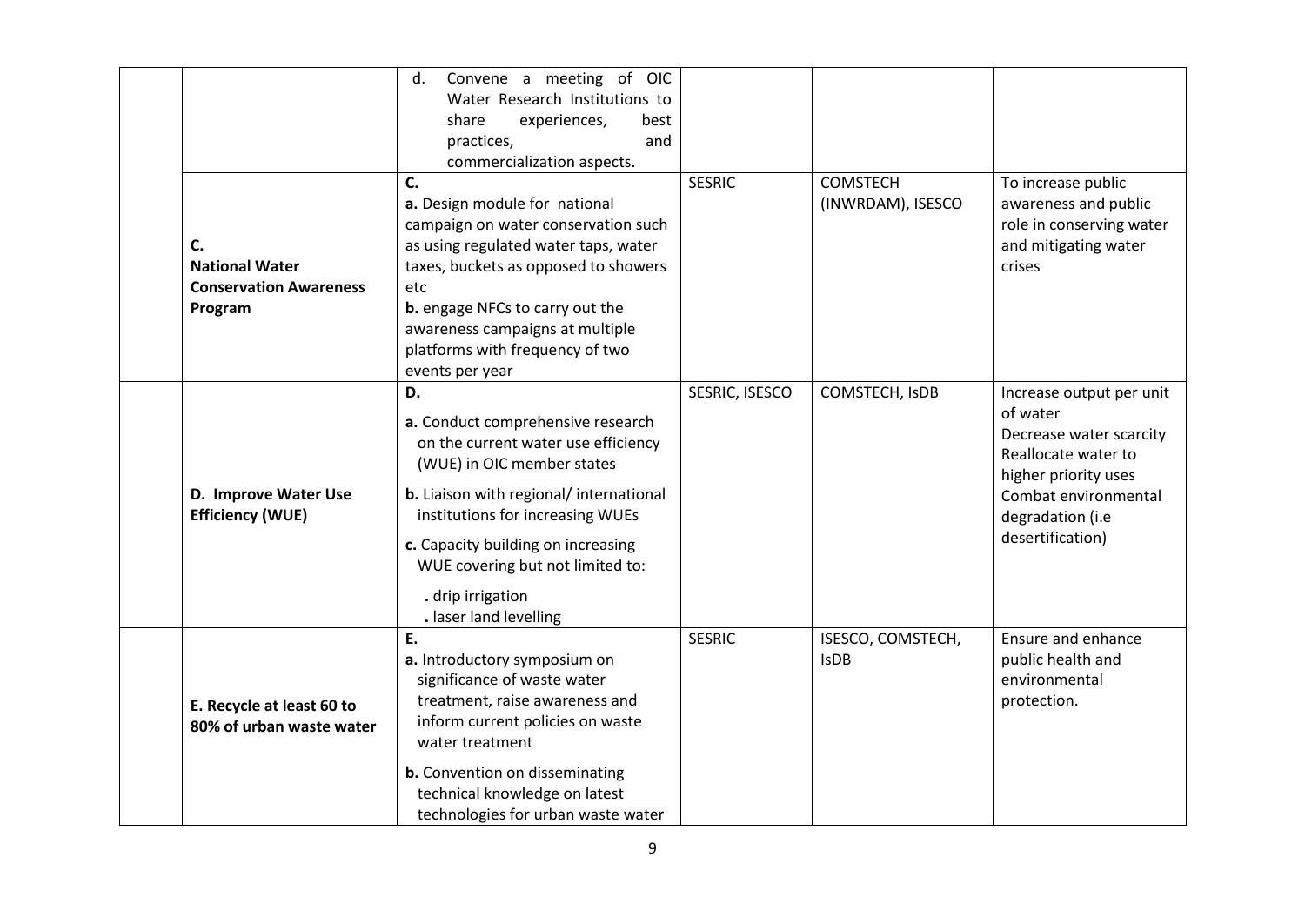| | | | | | |
|---|---|---|---|---|---|
| | | d. Convene a meeting of OIC Water Research Institutions to share experiences, best practices, and commercialization aspects. | | | |
| | **C. National Water Conservation Awareness Program** | **C.**<br>**a.** Design module for national campaign on water conservation such as using regulated water taps, water taxes, buckets as opposed to showers etc<br>**b.** engage NFCs to carry out the awareness campaigns at multiple platforms with frequency of two events per year | SESRIC | COMSTECH (INWRDAM), ISESCO | To increase public awareness and public role in conserving water and mitigating water crises |
| | **D. Improve Water Use Efficiency (WUE)** | **D.**<br>**a.** Conduct comprehensive research on the current water use efficiency (WUE) in OIC member states<br>**b.** Liaison with regional/ international institutions for increasing WUEs<br>**c.** Capacity building on increasing WUE covering but not limited to:<br>. drip irrigation<br>. laser land levelling | SESRIC, ISESCO | COMSTECH, IsDB | Increase output per unit of water<br>Decrease water scarcity<br>Reallocate water to higher priority uses<br>Combat environmental degradation (i.e desertification) |
| | **E. Recycle at least 60 to 80% of urban waste water** | **E.**<br>**a.** Introductory symposium on significance of waste water treatment, raise awareness and inform current policies on waste water treatment<br>**b.** Convention on disseminating technical knowledge on latest technologies for urban waste water | SESRIC | ISESCO, COMSTECH, IsDB | Ensure and enhance public health and environmental protection. |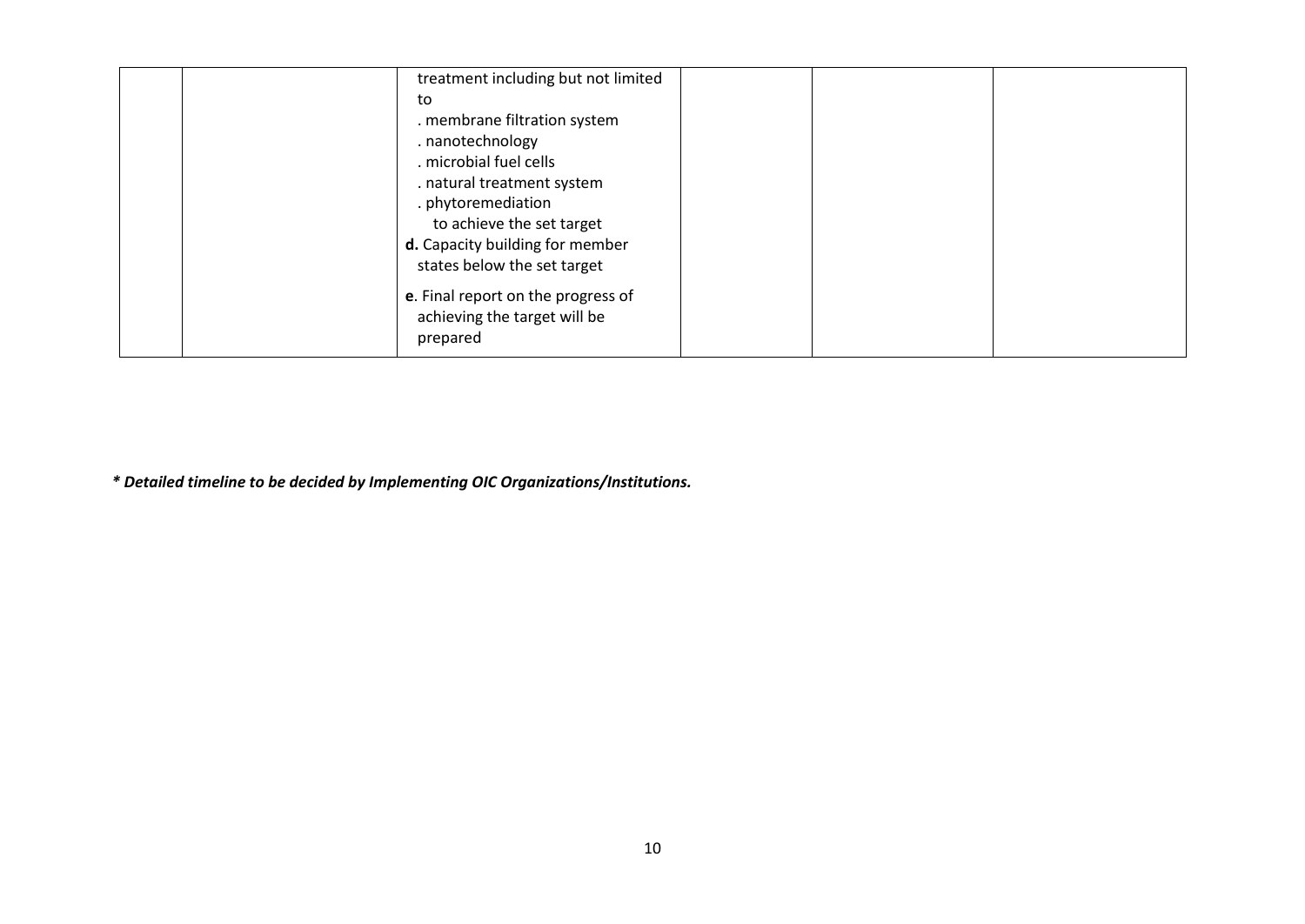| | | | | | |
|---|---|---|---|---|---|
| | | treatment including but not limited to<br>. membrane filtration system<br>. nanotechnology<br>. microbial fuel cells<br>. natural treatment system<br>. phytoremediation<br>to achieve the set target<br>**d.** Capacity building for member states below the set target<br>**e**. Final report on the progress of achieving the target will be prepared | | | |

***\* Detailed timeline to be decided by Implementing OIC Organizations/Institutions.***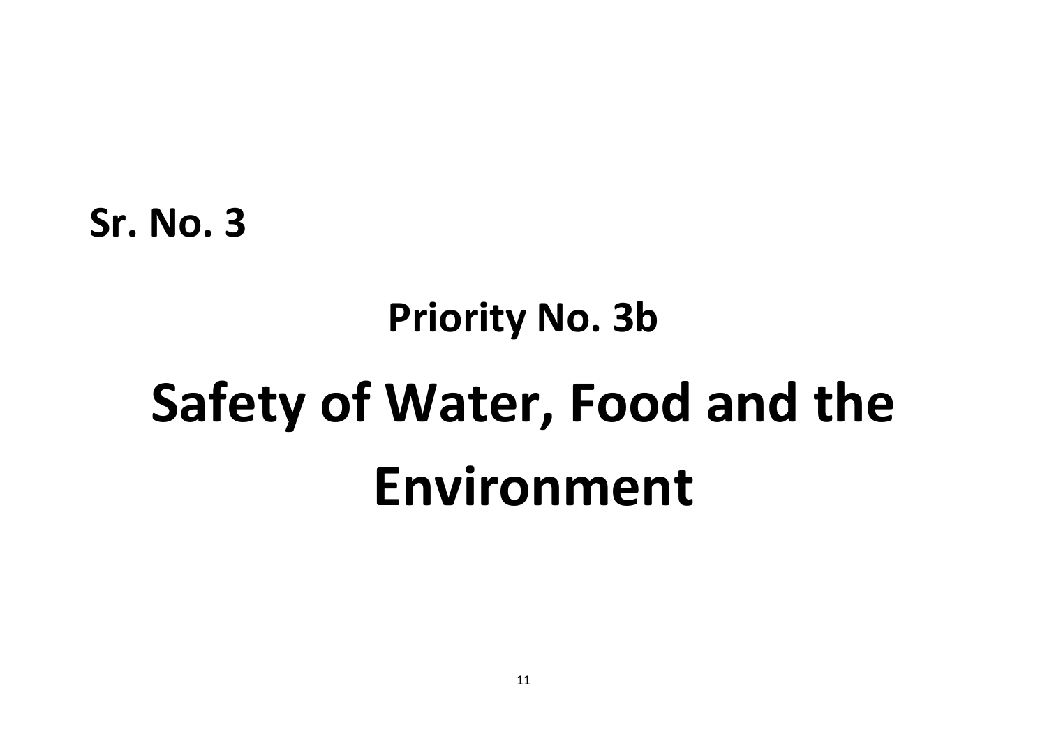**Sr. No. 3**

## Priority No. 3b

# Safety of Water, Food and the Environment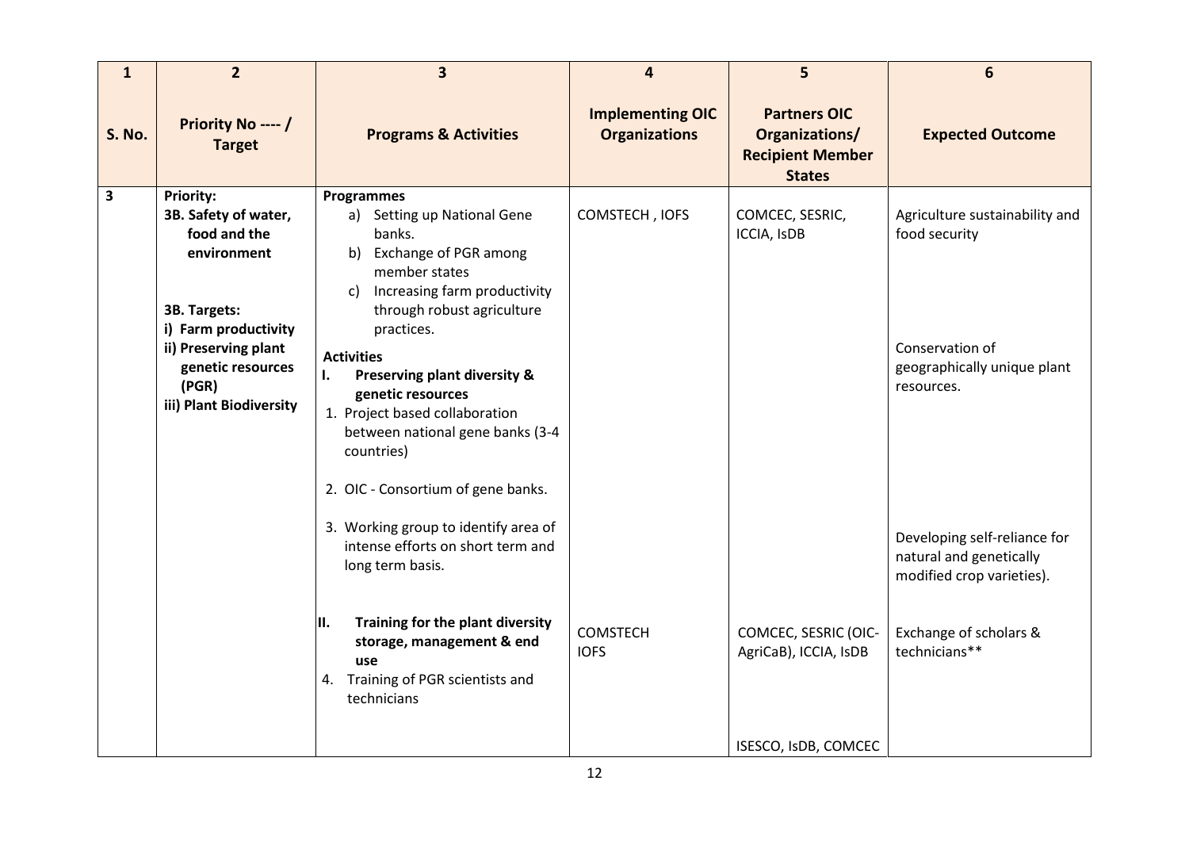| 1 | 2 | 3 | 4 | 5 | 6 |
|---|---|---|---|---|---|
| **S. No.** | **Priority No ---- / Target** | **Programs & Activities** | **Implementing OIC Organizations** | **Partners OIC Organizations/ Recipient Member States** | **Expected Outcome** |
| **3** | **Priority:**<br>**3B. Safety of water, food and the environment**<br><br>**3B. Targets:**<br>**i) Farm productivity**<br>**ii) Preserving plant genetic resources (PGR)**<br>**iii) Plant Biodiversity** | **Programmes**<br>a) Setting up National Gene banks.<br>b) Exchange of PGR among member states<br>c) Increasing farm productivity through robust agriculture practices.<br><br>**Activities**<br>**I. Preserving plant diversity & genetic resources**<br>1. Project based collaboration between national gene banks (3-4 countries)<br>2. OIC - Consortium of gene banks.<br>3. Working group to identify area of intense efforts on short term and long term basis. | COMSTECH , IOFS | COMCEC, SESRIC, ICCIA, IsDB | Agriculture sustainability and food security<br><br>Conservation of geographically unique plant resources.<br><br>Developing self-reliance for natural and genetically modified crop varieties). |
| | | **II. Training for the plant diversity storage, management & end use**<br>4. Training of PGR scientists and technicians | COMSTECH<br>IOFS | COMCEC, SESRIC (OIC-AgriCaB), ICCIA, IsDB<br><br>ISESCO, IsDB, COMCEC | Exchange of scholars & technicians** |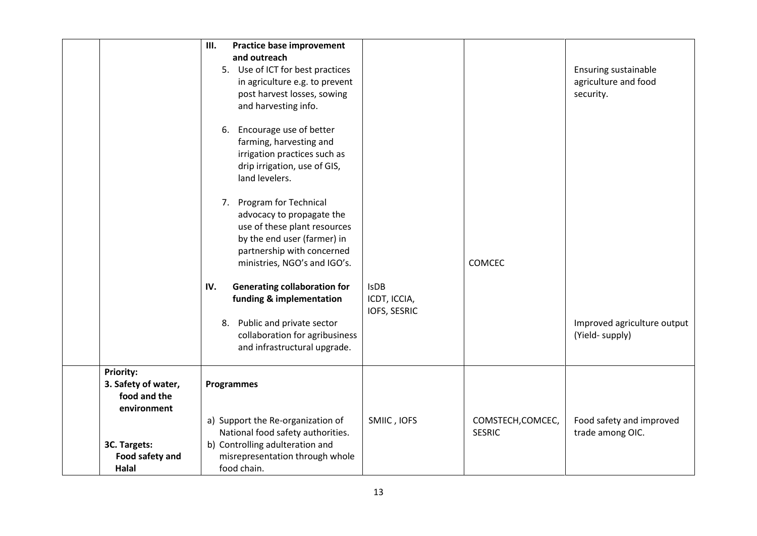| | | | | | |
|---|---|---|---|---|---|
| | | **III. Practice base improvement and outreach**<br>5. Use of ICT for best practices in agriculture e.g. to prevent post harvest losses, sowing and harvesting info.<br><br>6. Encourage use of better farming, harvesting and irrigation practices such as drip irrigation, use of GIS, land levelers.<br><br>7. Program for Technical advocacy to propagate the use of these plant resources by the end user (farmer) in partnership with concerned ministries, NGO's and IGO's. | | COMCEC | Ensuring sustainable agriculture and food security. |
| | | **IV. Generating collaboration for funding & implementation**<br>8. Public and private sector collaboration for agribusiness and infrastructural upgrade. | IsDB<br>ICDT, ICCIA, IOFS, SESRIC | | Improved agriculture output (Yield- supply) |
| | **Priority:**<br>**3. Safety of water, food and the environment**<br><br>**3C. Targets: Food safety and Halal** | **Programmes**<br><br>a) Support the Re-organization of National food safety authorities.<br>b) Controlling adulteration and misrepresentation through whole food chain. | SMIIC , IOFS | COMSTECH,COMCEC, SESRIC | Food safety and improved trade among OIC. |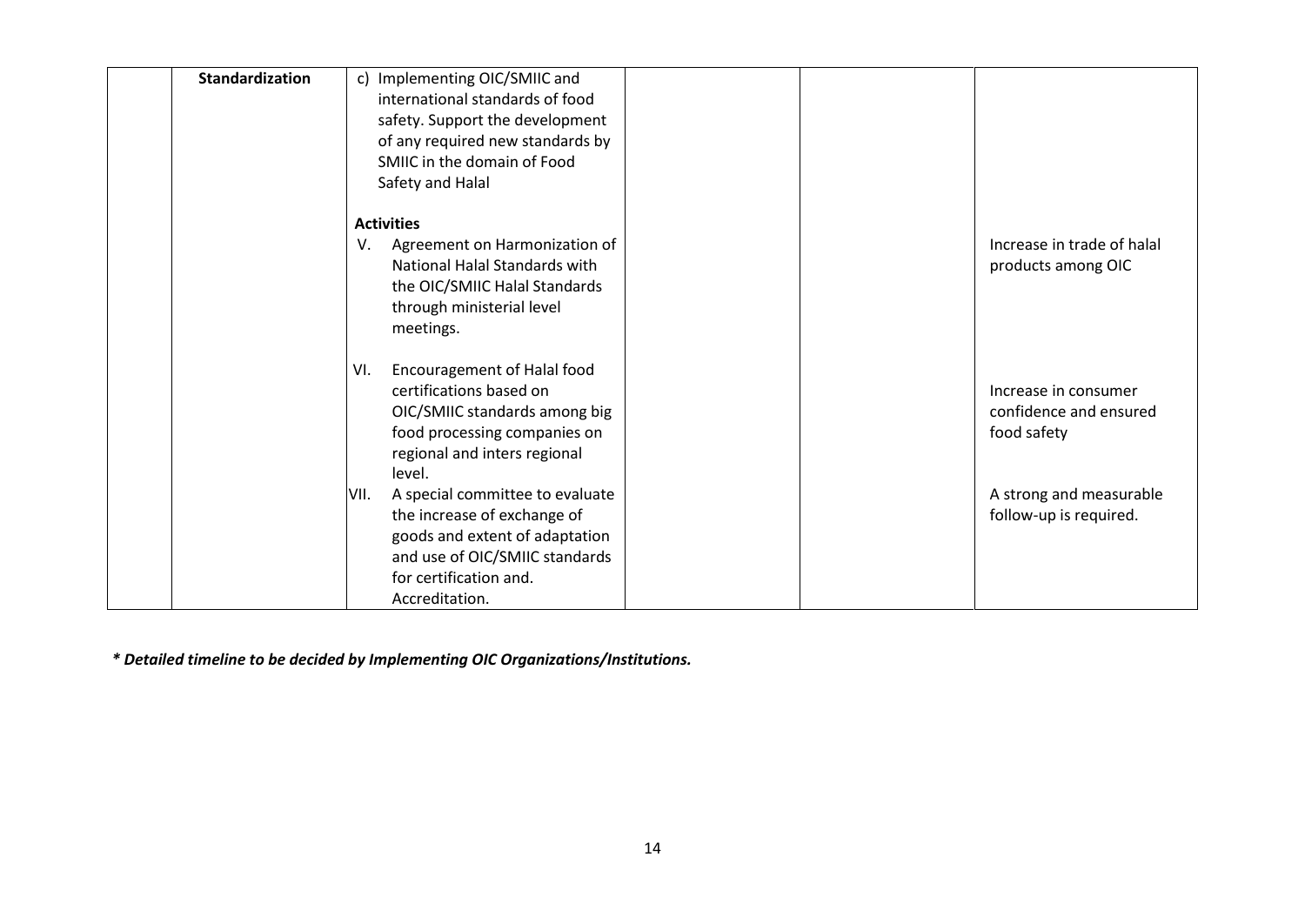| | | | | | |
|---|---|---|---|---|---|
| | **Standardization** | c) Implementing OIC/SMIIC and international standards of food safety. Support the development of any required new standards by SMIIC in the domain of Food Safety and Halal<br><br>**Activities**<br>V. Agreement on Harmonization of National Halal Standards with the OIC/SMIIC Halal Standards through ministerial level meetings.<br><br>VI. Encouragement of Halal food certifications based on OIC/SMIIC standards among big food processing companies on regional and inters regional level.<br>VII. A special committee to evaluate the increase of exchange of goods and extent of adaptation and use of OIC/SMIIC standards for certification and. Accreditation. | | | Increase in trade of halal products among OIC<br><br>Increase in consumer confidence and ensured food safety<br><br>A strong and measurable follow-up is required. |

***\* Detailed timeline to be decided by Implementing OIC Organizations/Institutions.***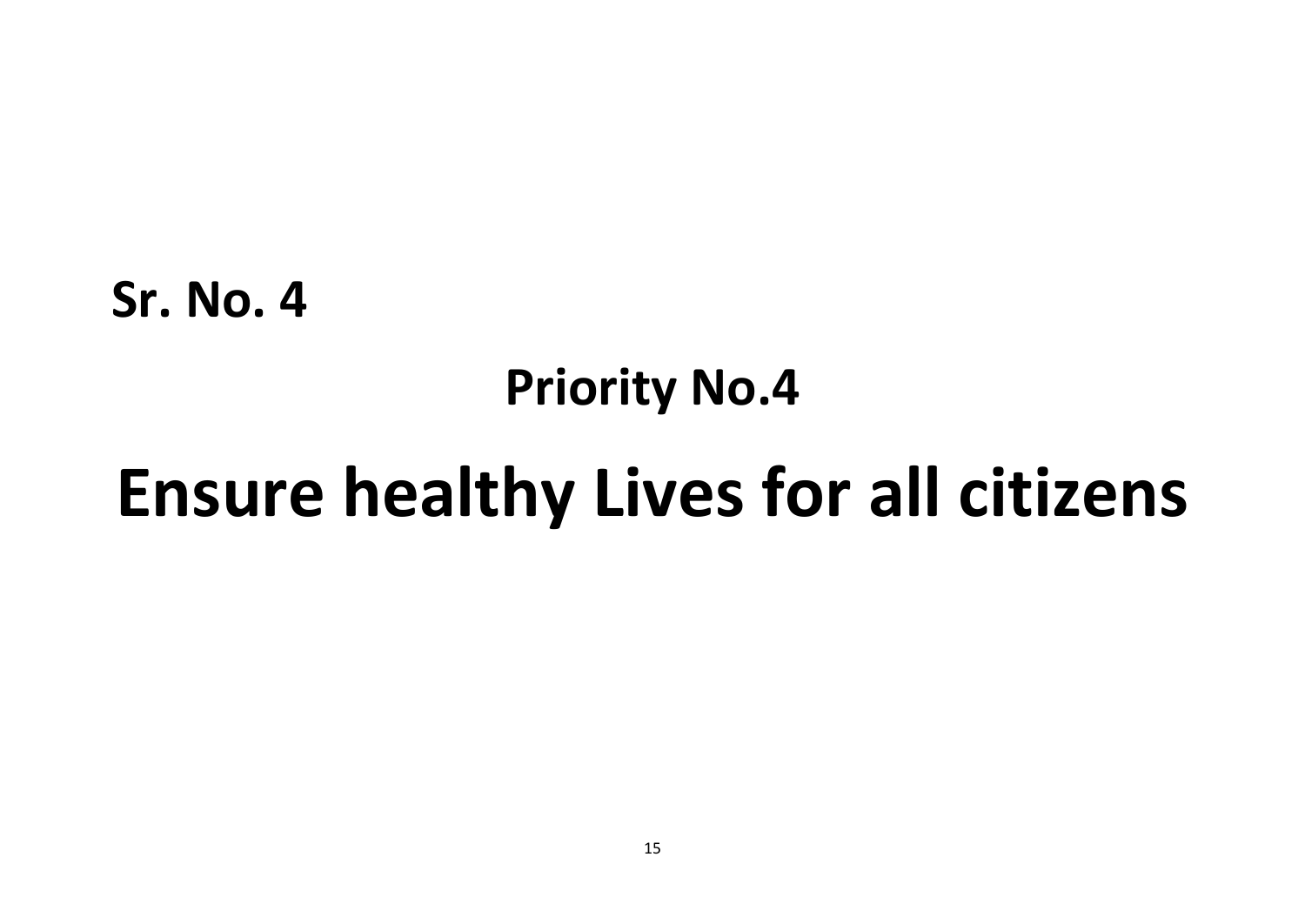**Sr. No. 4**

## Priority No.4

# Ensure healthy Lives for all citizens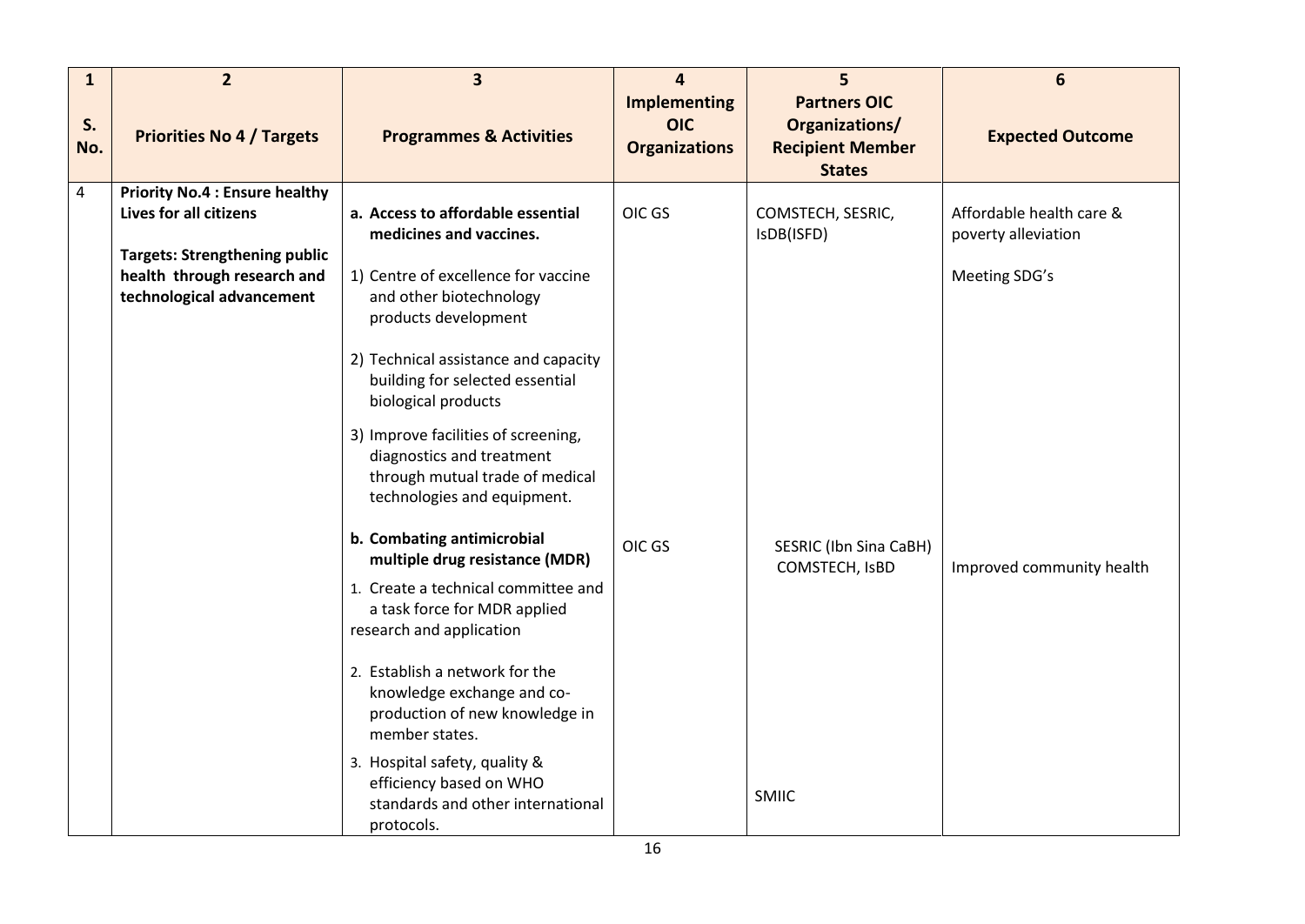| 1<br><br>S. No. | 2<br><br>Priorities No 4 / Targets | 3<br><br>Programmes & Activities | 4<br>Implementing OIC Organizations | 5<br>Partners OIC Organizations/ Recipient Member States | 6<br><br>Expected Outcome |
|---|---|---|---|---|---|
| 4 | **Priority No.4 : Ensure healthy Lives for all citizens**<br><br>**Targets: Strengthening public health through research and technological advancement** | **a. Access to affordable essential medicines and vaccines.**<br><br>1) Centre of excellence for vaccine and other biotechnology products development<br><br>2) Technical assistance and capacity building for selected essential biological products<br><br>3) Improve facilities of screening, diagnostics and treatment through mutual trade of medical technologies and equipment. | OIC GS | COMSTECH, SESRIC, IsDB(ISFD) | Affordable health care & poverty alleviation<br><br>Meeting SDG's |
| | | **b. Combating antimicrobial multiple drug resistance (MDR)**<br><br>1. Create a technical committee and a task force for MDR applied research and application<br><br>2. Establish a network for the knowledge exchange and co-production of new knowledge in member states.<br><br>3. Hospital safety, quality & efficiency based on WHO standards and other international protocols. | OIC GS | SESRIC (Ibn Sina CaBH) COMSTECH, IsBD<br><br>SMIIC | Improved community health |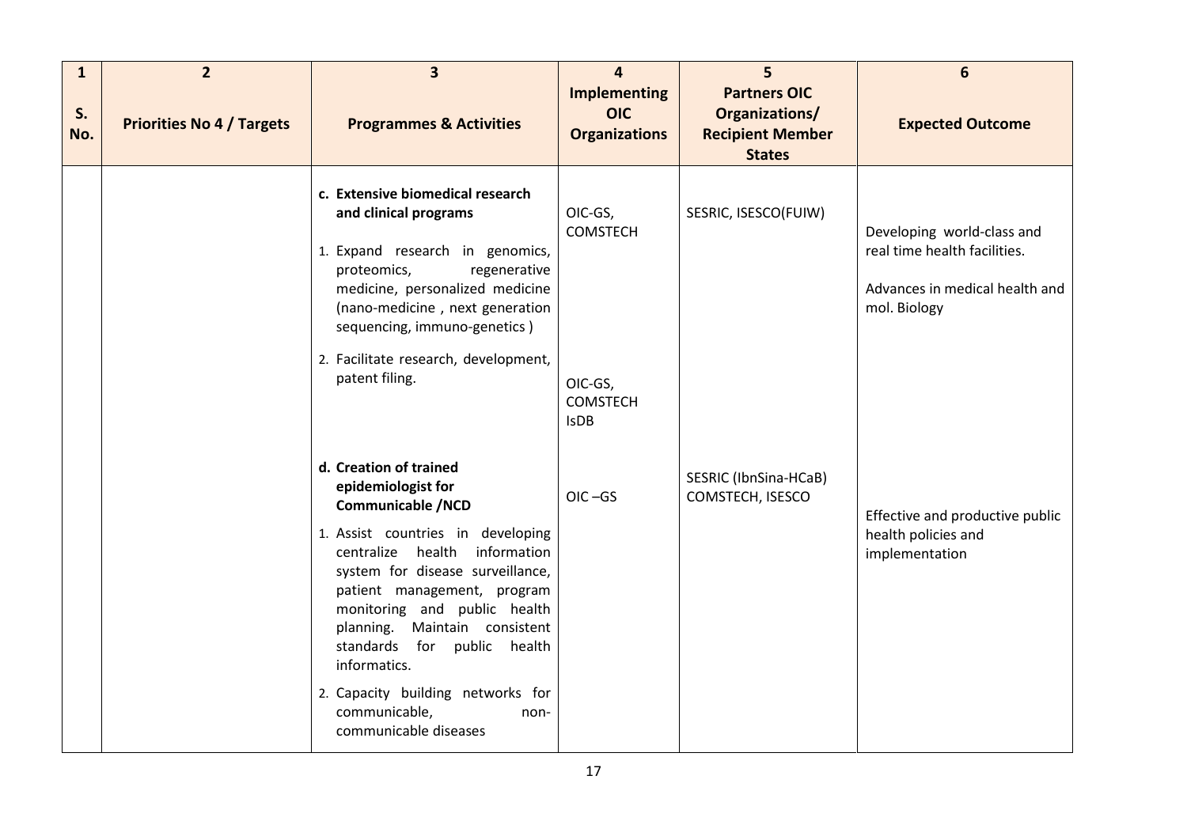| 1<br>S. No. | 2<br>Priorities No 4 / Targets | 3<br>Programmes & Activities | 4<br>Implementing OIC Organizations | 5<br>Partners OIC Organizations/ Recipient Member States | 6<br>Expected Outcome |
|---|---|---|---|---|---|
| | | **c. Extensive biomedical research and clinical programs**<br>1. Expand research in genomics, proteomics, regenerative medicine, personalized medicine (nano-medicine , next generation sequencing, immuno-genetics ) | OIC-GS, COMSTECH | SESRIC, ISESCO(FUIW) | Developing world-class and real time health facilities.<br>Advances in medical health and mol. Biology |
| | | 2. Facilitate research, development, patent filing. | OIC-GS, COMSTECH IsDB | | |
| | | **d. Creation of trained epidemiologist for Communicable /NCD**<br>1. Assist countries in developing centralize health information system for disease surveillance, patient management, program monitoring and public health planning. Maintain consistent standards for public health informatics.<br>2. Capacity building networks for communicable, non-communicable diseases | OIC –GS | SESRIC (IbnSina-HCaB) COMSTECH, ISESCO | Effective and productive public health policies and implementation |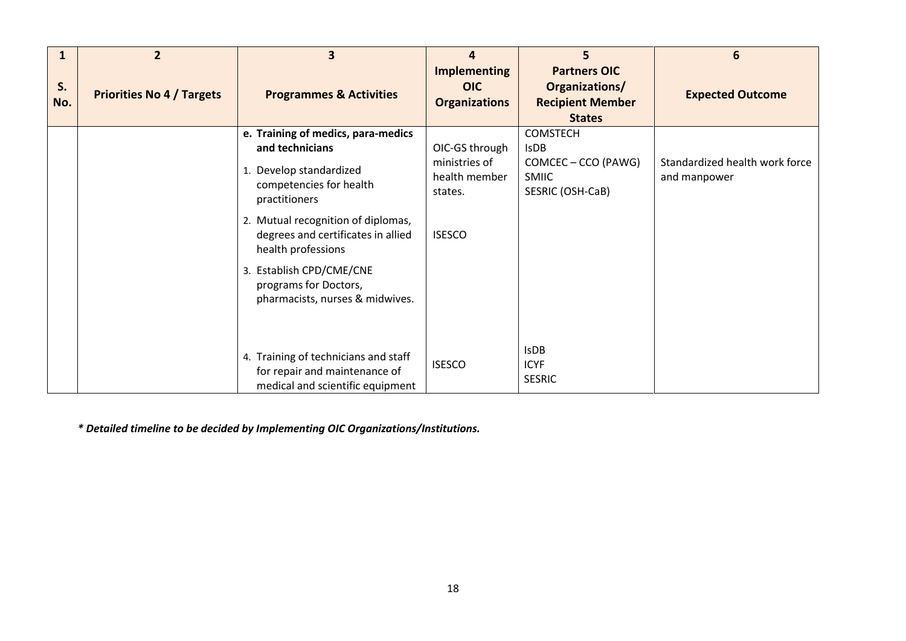| 1<br><br>S. No. | 2<br><br>Priorities No 4 / Targets | 3<br><br>Programmes & Activities | 4<br>Implementing OIC Organizations | 5<br>Partners OIC Organizations/ Recipient Member States | 6<br><br>Expected Outcome |
|---|---|---|---|---|---|
| | | **e. Training of medics, para-medics and technicians**<br>1. Develop standardized competencies for health practitioners | OIC-GS through ministries of health member states. | COMSTECH<br>IsDB<br>COMCEC – CCO (PAWG)<br>SMIIC<br>SESRIC (OSH-CaB) | Standardized health work force and manpower |
| | | 2. Mutual recognition of diplomas, degrees and certificates in allied health professions | ISESCO | | |
| | | 3. Establish CPD/CME/CNE programs for Doctors, pharmacists, nurses & midwives. | | | |
| | | 4. Training of technicians and staff for repair and maintenance of medical and scientific equipment | ISESCO | IsDB<br>ICYF<br>SESRIC | |

***\* Detailed timeline to be decided by Implementing OIC Organizations/Institutions.***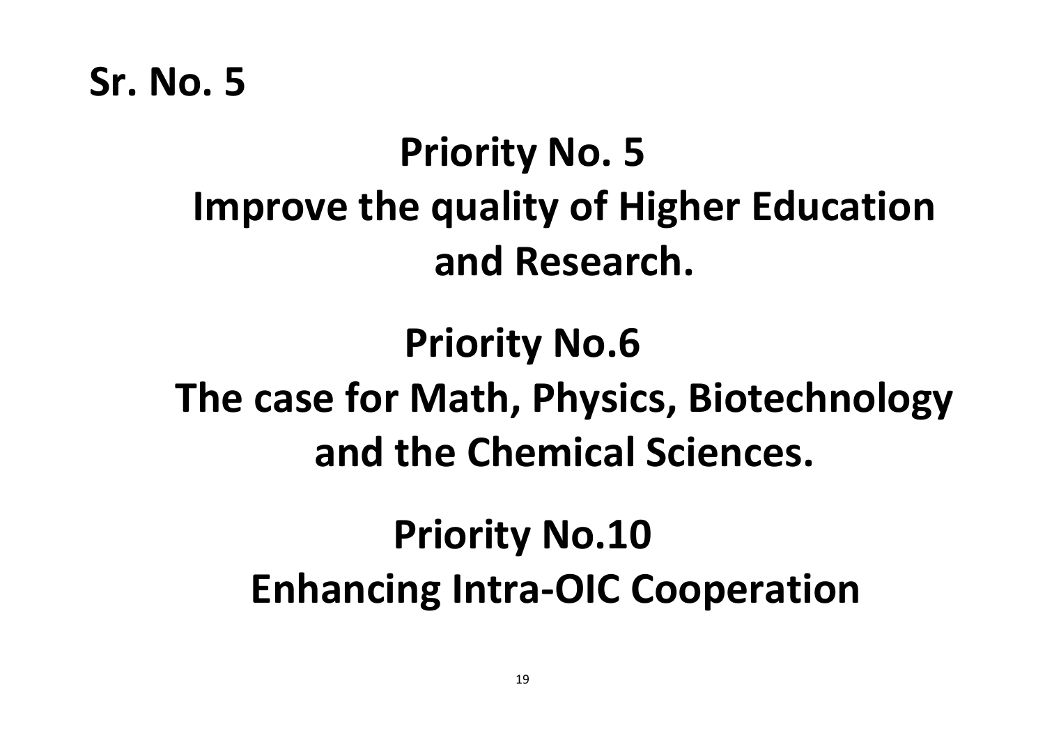**Sr. No. 5**

# Priority No. 5
# Improve the quality of Higher Education and Research.

# Priority No.6
# The case for Math, Physics, Biotechnology and the Chemical Sciences.

# Priority No.10
# Enhancing Intra-OIC Cooperation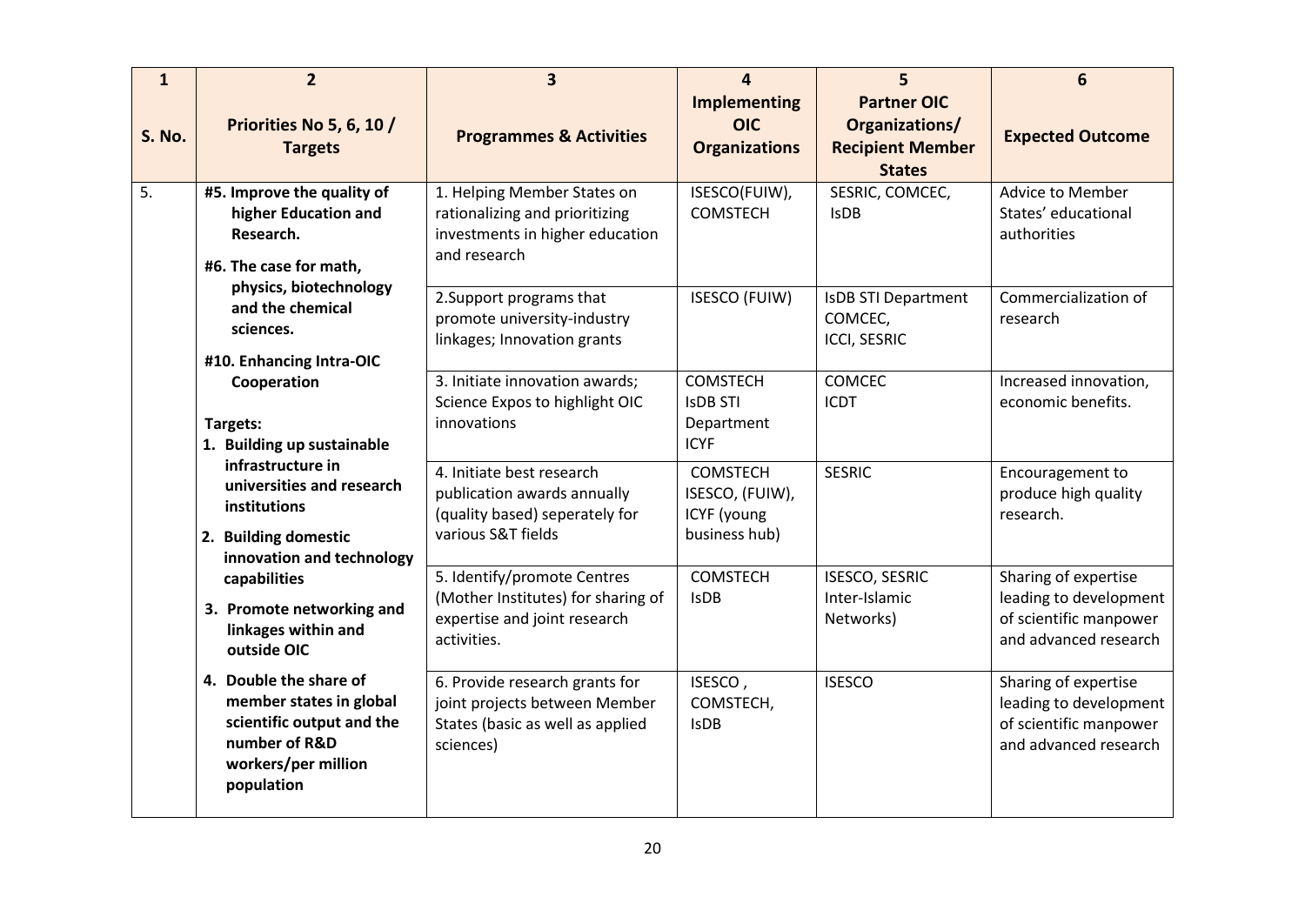| 1<br>S. No. | 2<br>Priorities No 5, 6, 10 / Targets | 3<br>Programmes & Activities | 4<br>Implementing OIC Organizations | 5<br>Partner OIC Organizations/ Recipient Member States | 6<br>Expected Outcome |
|---|---|---|---|---|---|
| 5. | **#5. Improve the quality of higher Education and Research.**<br>**#6. The case for math, physics, biotechnology and the chemical sciences.**<br>**#10. Enhancing Intra-OIC Cooperation**<br>**Targets:**<br>**1. Building up sustainable infrastructure in universities and research institutions**<br>**2. Building domestic innovation and technology capabilities**<br>**3. Promote networking and linkages within and outside OIC**<br>**4. Double the share of member states in global scientific output and the number of R&D workers/per million population** | 1. Helping Member States on rationalizing and prioritizing investments in higher education and research | ISESCO(FUIW), COMSTECH | SESRIC, COMCEC, IsDB | Advice to Member States' educational authorities |
| | | 2.Support programs that promote university-industry linkages; Innovation grants | ISESCO (FUIW) | IsDB STI Department COMCEC, ICCI, SESRIC | Commercialization of research |
| | | 3. Initiate innovation awards; Science Expos to highlight OIC innovations | COMSTECH IsDB STI Department ICYF | COMCEC ICDT | Increased innovation, economic benefits. |
| | | 4. Initiate best research publication awards annually (quality based) seperately for various S&T fields | COMSTECH ISESCO, (FUIW), ICYF (young business hub) | SESRIC | Encouragement to produce high quality research. |
| | | 5. Identify/promote Centres (Mother Institutes) for sharing of expertise and joint research activities. | COMSTECH IsDB | ISESCO, SESRIC Inter-Islamic Networks) | Sharing of expertise leading to development of scientific manpower and advanced research |
| | | 6. Provide research grants for joint projects between Member States (basic as well as applied sciences) | ISESCO , COMSTECH, IsDB | ISESCO | Sharing of expertise leading to development of scientific manpower and advanced research |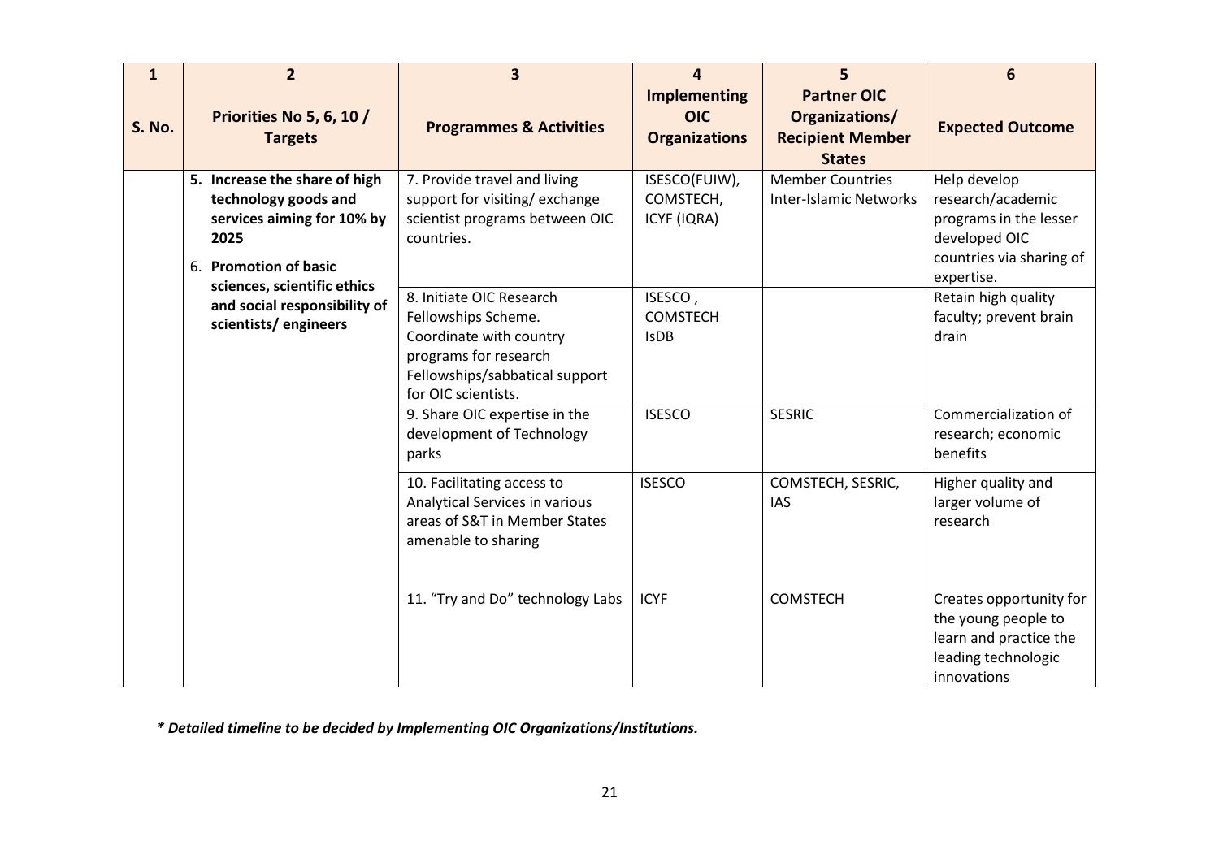| 1<br>S. No. | 2<br>Priorities No 5, 6, 10 / Targets | 3<br>Programmes & Activities | 4<br>Implementing OIC Organizations | 5<br>Partner OIC Organizations/ Recipient Member States | 6<br>Expected Outcome |
|---|---|---|---|---|---|
| | **5. Increase the share of high technology goods and services aiming for 10% by 2025**<br>6. **Promotion of basic sciences, scientific ethics and social responsibility of scientists/ engineers** | 7. Provide travel and living support for visiting/ exchange scientist programs between OIC countries. | ISESCO(FUIW), COMSTECH, ICYF (IQRA) | Member Countries Inter-Islamic Networks | Help develop research/academic programs in the lesser developed OIC countries via sharing of expertise. |
| | | 8. Initiate OIC Research Fellowships Scheme. Coordinate with country programs for research Fellowships/sabbatical support for OIC scientists. | ISESCO , COMSTECH IsDB | | Retain high quality faculty; prevent brain drain |
| | | 9. Share OIC expertise in the development of Technology parks | ISESCO | SESRIC | Commercialization of research; economic benefits |
| | | 10. Facilitating access to Analytical Services in various areas of S&T in Member States amenable to sharing | ISESCO | COMSTECH, SESRIC, IAS | Higher quality and larger volume of research |
| | | 11. "Try and Do" technology Labs | ICYF | COMSTECH | Creates opportunity for the young people to learn and practice the leading technologic innovations |

***\* Detailed timeline to be decided by Implementing OIC Organizations/Institutions.***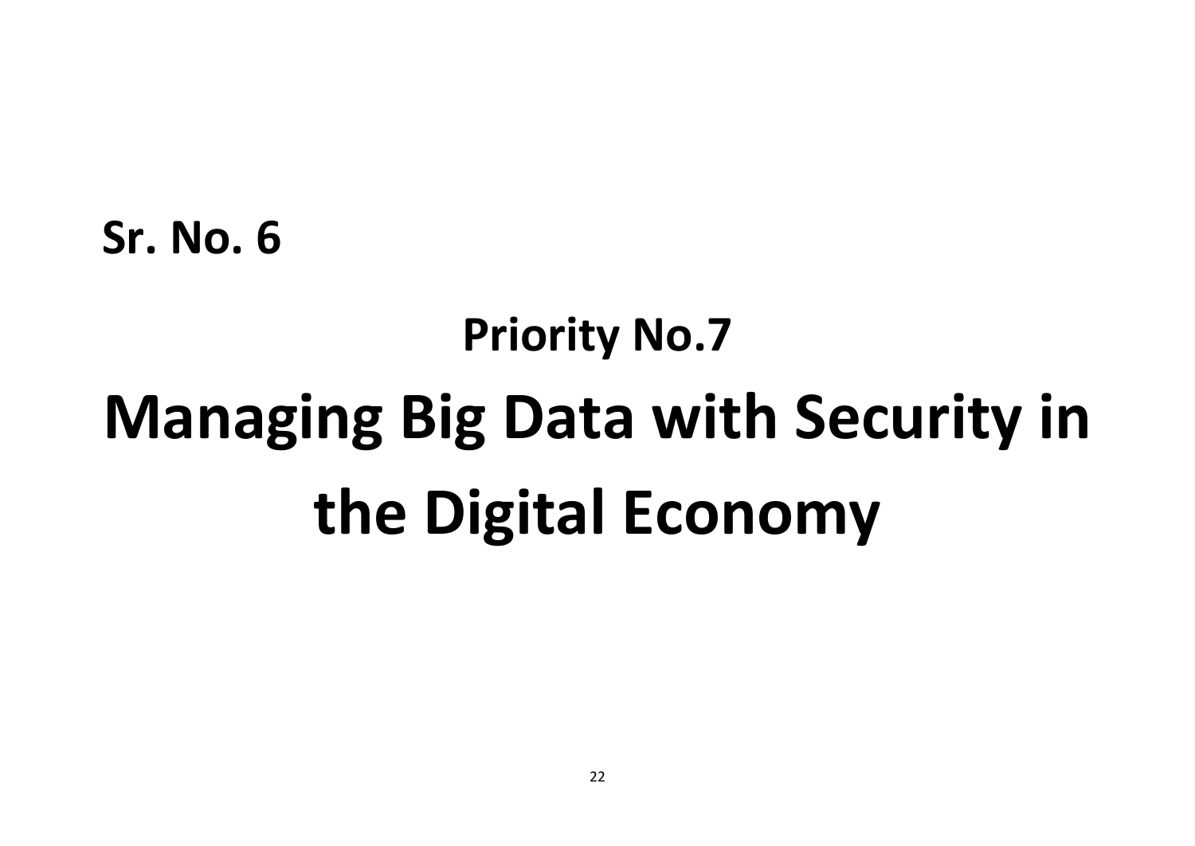**Sr. No. 6**

## Priority No.7

# Managing Big Data with Security in the Digital Economy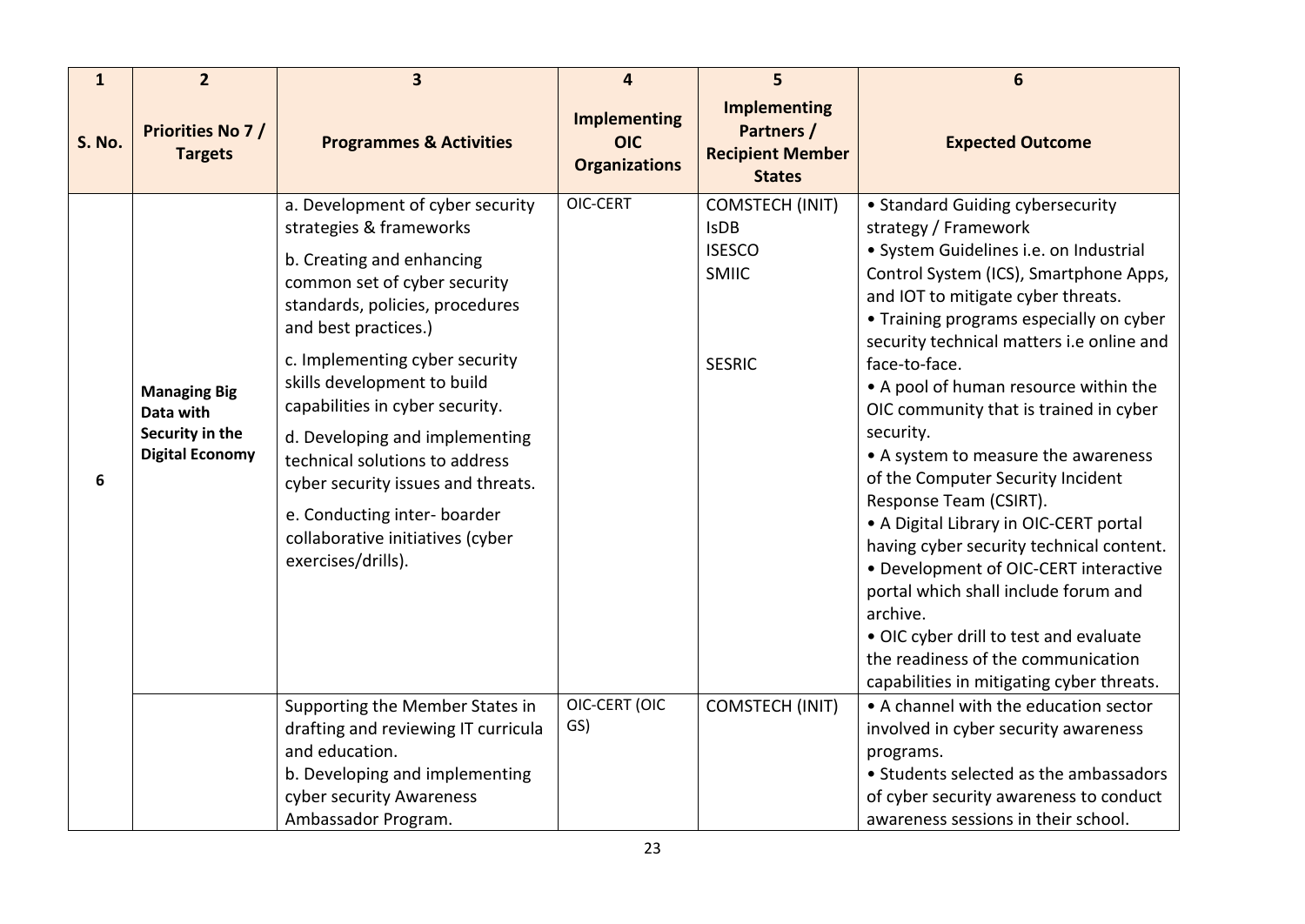| 1 | 2 | 3 | 4 | 5 | 6 |
|---|---|---|---|---|---|
| **S. No.** | **Priorities No 7 / Targets** | **Programmes & Activities** | **Implementing OIC Organizations** | **Implementing Partners / Recipient Member States** | **Expected Outcome** |
| 6 | **Managing Big Data with Security in the Digital Economy** | a. Development of cyber security strategies & frameworks<br>b. Creating and enhancing common set of cyber security standards, policies, procedures and best practices.)<br>c. Implementing cyber security skills development to build capabilities in cyber security.<br>d. Developing and implementing technical solutions to address cyber security issues and threats.<br>e. Conducting inter- boarder collaborative initiatives (cyber exercises/drills). | OIC-CERT | COMSTECH (INIT)<br>IsDB<br>ISESCO<br>SMIIC<br><br>SESRIC | • Standard Guiding cybersecurity strategy / Framework<br>• System Guidelines i.e. on Industrial Control System (ICS), Smartphone Apps, and IOT to mitigate cyber threats.<br>• Training programs especially on cyber security technical matters i.e online and face-to-face.<br>• A pool of human resource within the OIC community that is trained in cyber security.<br>• A system to measure the awareness of the Computer Security Incident Response Team (CSIRT).<br>• A Digital Library in OIC-CERT portal having cyber security technical content.<br>• Development of OIC-CERT interactive portal which shall include forum and archive.<br>• OIC cyber drill to test and evaluate the readiness of the communication capabilities in mitigating cyber threats. |
| | | Supporting the Member States in drafting and reviewing IT curricula and education.<br>b. Developing and implementing cyber security Awareness Ambassador Program. | OIC-CERT (OIC GS) | COMSTECH (INIT) | • A channel with the education sector involved in cyber security awareness programs.<br>• Students selected as the ambassadors of cyber security awareness to conduct awareness sessions in their school. |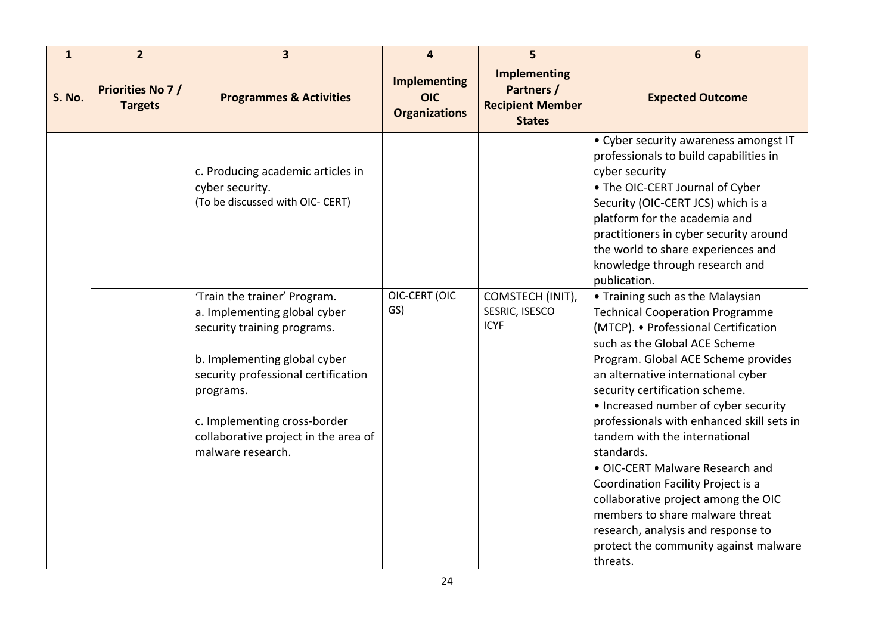| 1 | 2 | 3 | 4 | 5 | 6 |
|---|---|---|---|---|---|
| **S. No.** | **Priorities No 7 / Targets** | **Programmes & Activities** | **Implementing OIC Organizations** | **Implementing Partners / Recipient Member States** | **Expected Outcome** |
| | | c. Producing academic articles in cyber security.<br>(To be discussed with OIC- CERT) | | | • Cyber security awareness amongst IT professionals to build capabilities in cyber security<br>• The OIC-CERT Journal of Cyber Security (OIC-CERT JCS) which is a platform for the academia and practitioners in cyber security around the world to share experiences and knowledge through research and publication. |
| | | 'Train the trainer' Program.<br>a. Implementing global cyber security training programs.<br><br>b. Implementing global cyber security professional certification programs.<br><br>c. Implementing cross-border collaborative project in the area of malware research. | OIC-CERT (OIC GS) | COMSTECH (INIT), SESRIC, ISESCO ICYF | • Training such as the Malaysian Technical Cooperation Programme (MTCP). • Professional Certification such as the Global ACE Scheme Program. Global ACE Scheme provides an alternative international cyber security certification scheme.<br>• Increased number of cyber security professionals with enhanced skill sets in tandem with the international standards.<br>• OIC-CERT Malware Research and Coordination Facility Project is a collaborative project among the OIC members to share malware threat research, analysis and response to protect the community against malware threats. |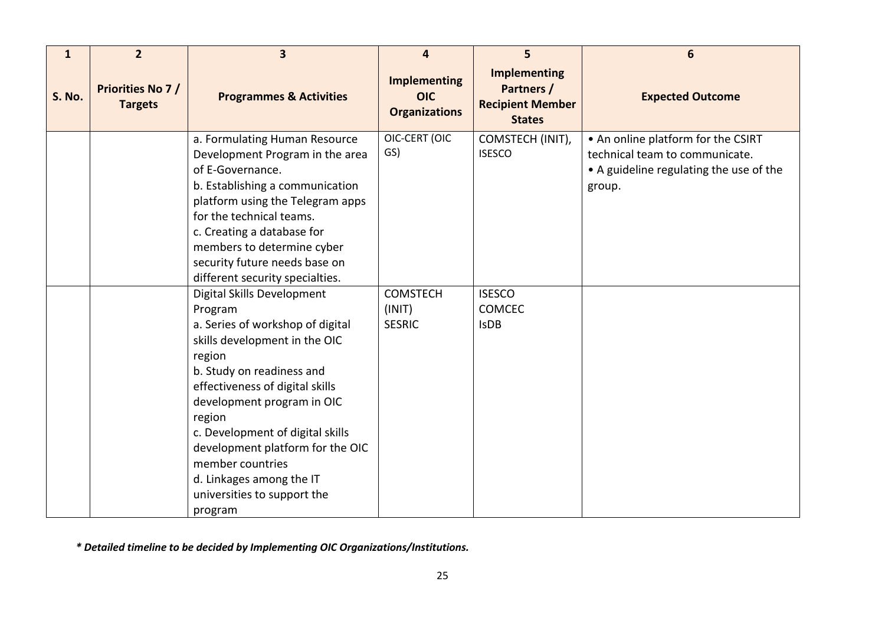| 1 | 2 | 3 | 4 | 5 | 6 |
|---|---|---|---|---|---|
| **S. No.** | **Priorities No 7 / Targets** | **Programmes & Activities** | **Implementing OIC Organizations** | **Implementing Partners / Recipient Member States** | **Expected Outcome** |
| | | a. Formulating Human Resource Development Program in the area of E-Governance.<br>b. Establishing a communication platform using the Telegram apps for the technical teams.<br>c. Creating a database for members to determine cyber security future needs base on different security specialties. | OIC-CERT (OIC GS) | COMSTECH (INIT), ISESCO | • An online platform for the CSIRT technical team to communicate.<br>• A guideline regulating the use of the group. |
| | | Digital Skills Development Program<br>a. Series of workshop of digital skills development in the OIC region<br>b. Study on readiness and effectiveness of digital skills development program in OIC region<br>c. Development of digital skills development platform for the OIC member countries<br>d. Linkages among the IT universities to support the program | COMSTECH (INIT)<br>SESRIC | ISESCO<br>COMCEC<br>IsDB | |

***** *Detailed timeline to be decided by Implementing OIC Organizations/Institutions.***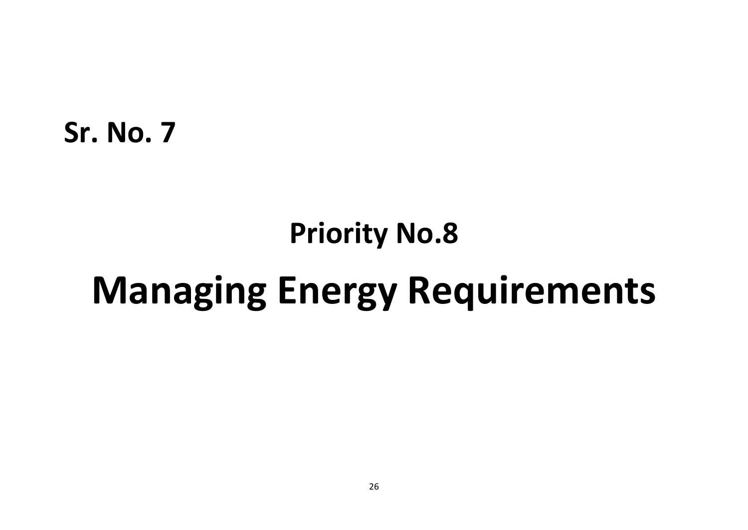**Sr. No. 7**

## Priority No.8

# Managing Energy Requirements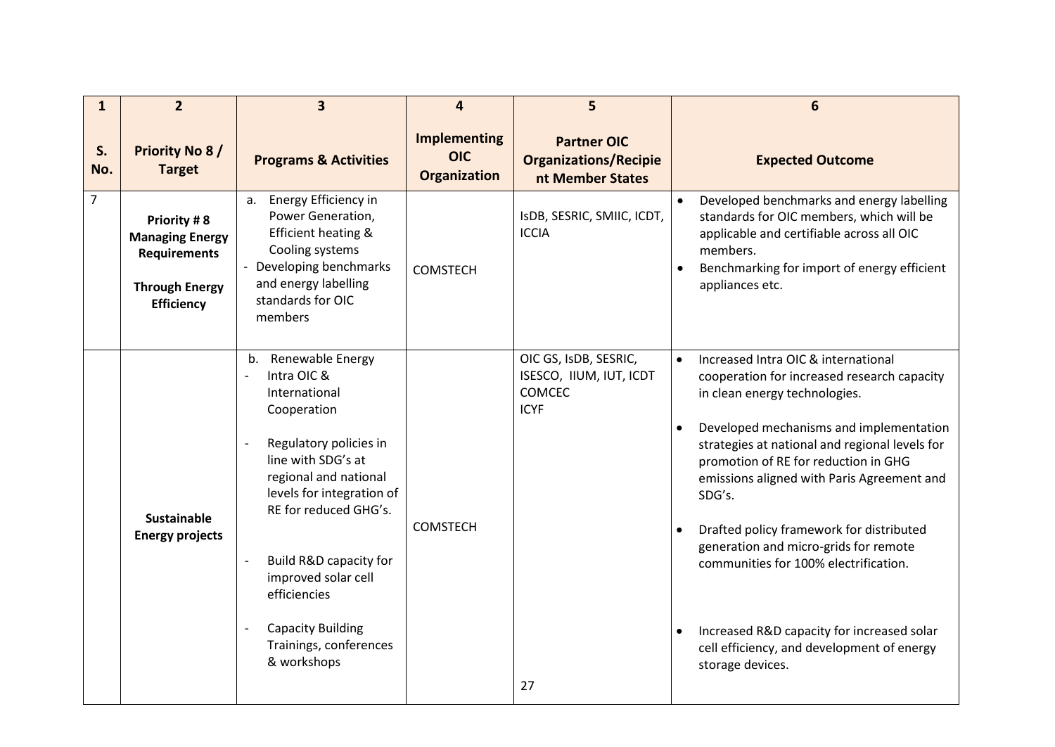| 1 | 2 | 3 | 4 | 5 | 6 |
|---|---|---|---|---|---|
| **S. No.** | **Priority No 8 / Target** | **Programs & Activities** | **Implementing OIC Organization** | **Partner OIC Organizations/Recipient Member States** | **Expected Outcome** |
| 7 | **Priority # 8 Managing Energy Requirements**<br><br>**Through Energy Efficiency** | a. Energy Efficiency in Power Generation, Efficient heating & Cooling systems<br>- Developing benchmarks and energy labelling standards for OIC members | COMSTECH | IsDB, SESRIC, SMIIC, ICDT, ICCIA | • Developed benchmarks and energy labelling standards for OIC members, which will be applicable and certifiable across all OIC members.<br>• Benchmarking for import of energy efficient appliances etc. |
| | **Sustainable Energy projects** | b. Renewable Energy<br>- Intra OIC & International Cooperation<br><br>- Regulatory policies in line with SDG's at regional and national levels for integration of RE for reduced GHG's.<br><br>- Build R&D capacity for improved solar cell efficiencies<br><br>- Capacity Building Trainings, conferences & workshops | COMSTECH | OIC GS, IsDB, SESRIC, ISESCO, IIUM, IUT, ICDT COMCEC ICYF | • Increased Intra OIC & international cooperation for increased research capacity in clean energy technologies.<br><br>• Developed mechanisms and implementation strategies at national and regional levels for promotion of RE for reduction in GHG emissions aligned with Paris Agreement and SDG's.<br><br>• Drafted policy framework for distributed generation and micro-grids for remote communities for 100% electrification.<br><br>• Increased R&D capacity for increased solar cell efficiency, and development of energy storage devices. |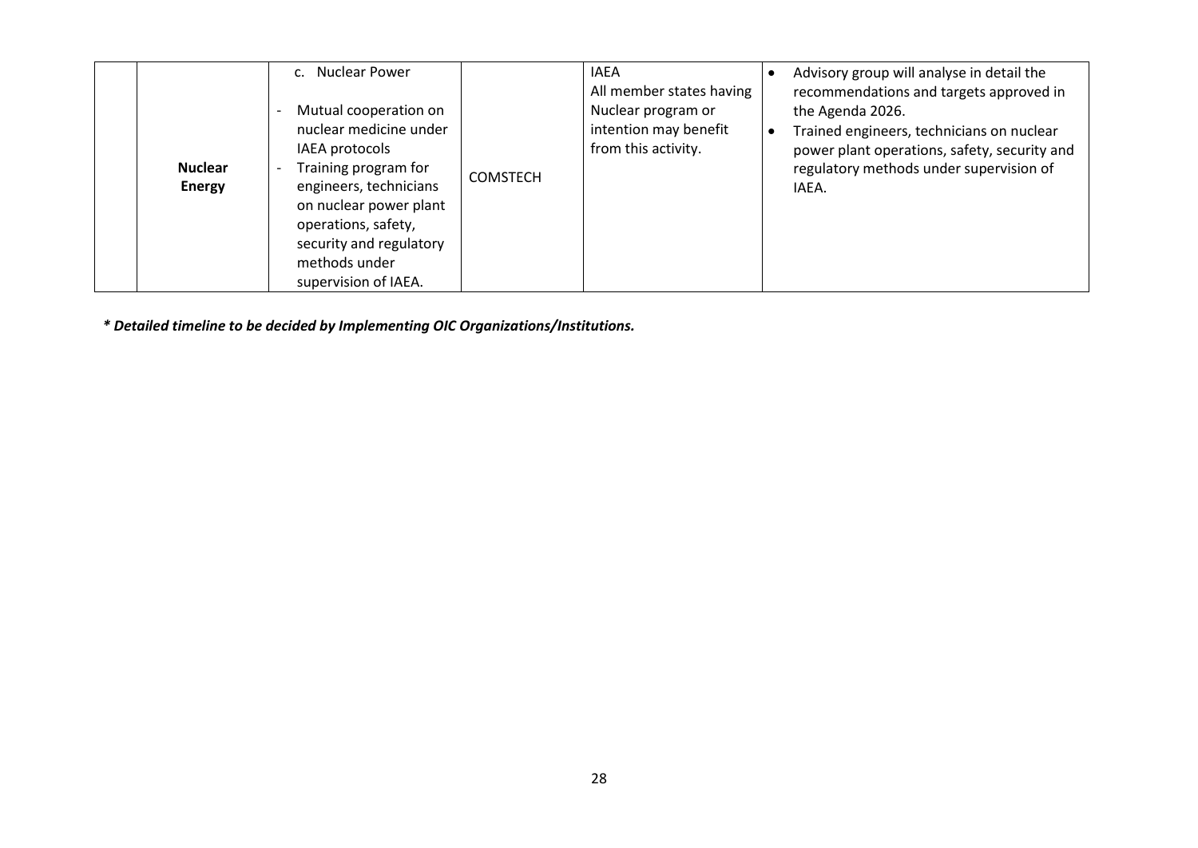| | | | | | |
|---|---|---|---|---|---|
| | **Nuclear Energy** | c. Nuclear Power<br><br>- Mutual cooperation on nuclear medicine under IAEA protocols<br>- Training program for engineers, technicians on nuclear power plant operations, safety, security and regulatory methods under supervision of IAEA. | COMSTECH | IAEA<br>All member states having Nuclear program or intention may benefit from this activity. | • Advisory group will analyse in detail the recommendations and targets approved in the Agenda 2026.<br>• Trained engineers, technicians on nuclear power plant operations, safety, security and regulatory methods under supervision of IAEA. |

***\* Detailed timeline to be decided by Implementing OIC Organizations/Institutions.***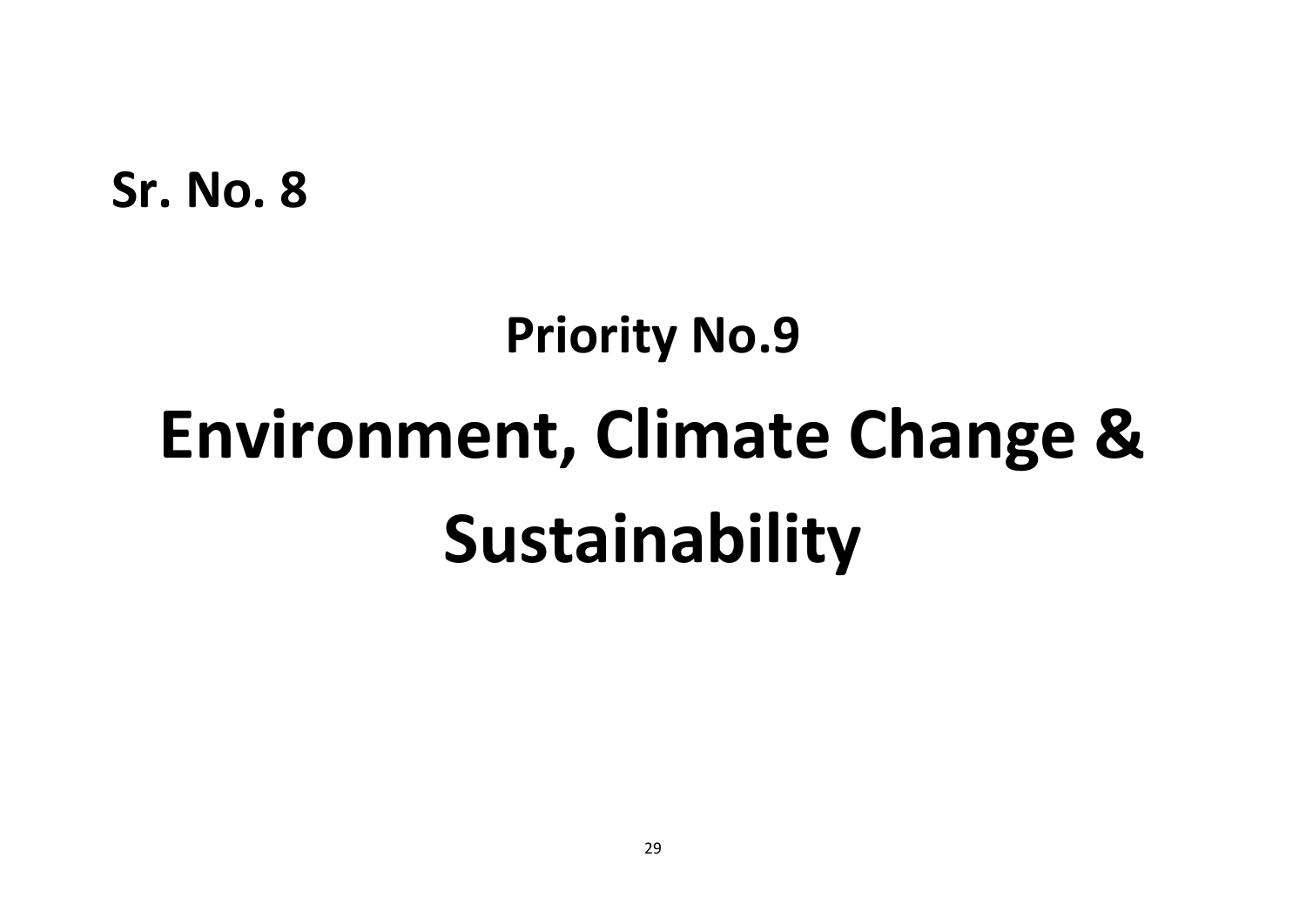**Sr. No. 8**

## Priority No.9

# Environment, Climate Change & Sustainability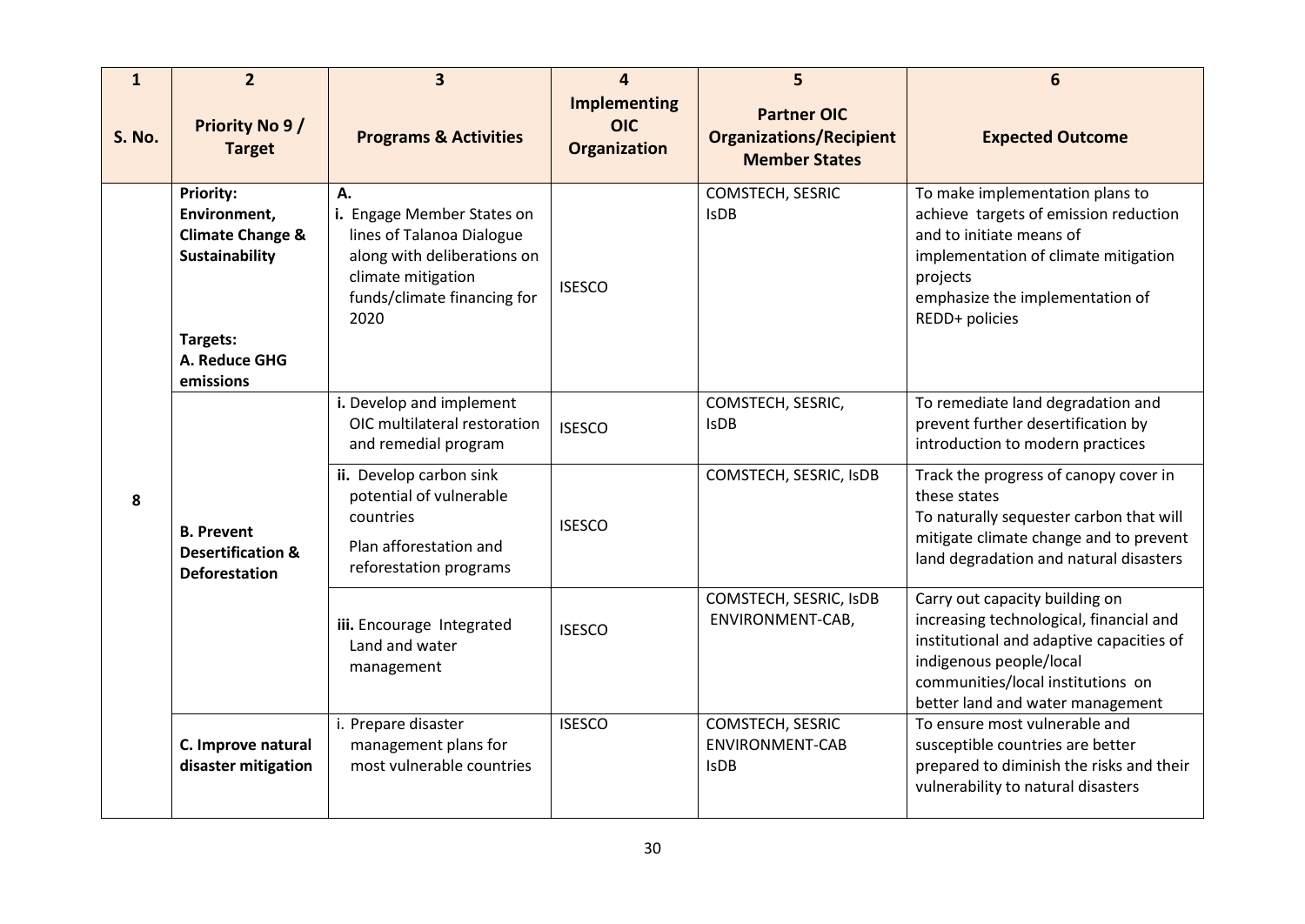| 1 | 2 | 3 | 4 | 5 | 6 |
|---|---|---|---|---|---|
| **S. No.** | **Priority No 9 / Target** | **Programs & Activities** | **Implementing OIC Organization** | **Partner OIC Organizations/Recipient Member States** | **Expected Outcome** |
| 8 | **Priority: Environment, Climate Change & Sustainability**<br><br>**Targets:**<br>**A. Reduce GHG emissions** | **A.**<br>**i.** Engage Member States on lines of Talanoa Dialogue along with deliberations on climate mitigation funds/climate financing for 2020 | ISESCO | COMSTECH, SESRIC<br>IsDB | To make implementation plans to achieve targets of emission reduction and to initiate means of implementation of climate mitigation projects<br>emphasize the implementation of REDD+ policies |
| | **B. Prevent Desertification & Deforestation** | **i.** Develop and implement OIC multilateral restoration and remedial program | ISESCO | COMSTECH, SESRIC,<br>IsDB | To remediate land degradation and prevent further desertification by introduction to modern practices |
| | | **ii.** Develop carbon sink potential of vulnerable countries<br>Plan afforestation and reforestation programs | ISESCO | COMSTECH, SESRIC, IsDB | Track the progress of canopy cover in these states<br>To naturally sequester carbon that will mitigate climate change and to prevent land degradation and natural disasters |
| | | **iii.** Encourage Integrated Land and water management | ISESCO | COMSTECH, SESRIC, IsDB<br>ENVIRONMENT-CAB, | Carry out capacity building on increasing technological, financial and institutional and adaptive capacities of indigenous people/local communities/local institutions on better land and water management |
| | **C. Improve natural disaster mitigation** | i. Prepare disaster management plans for most vulnerable countries | ISESCO | COMSTECH, SESRIC<br>ENVIRONMENT-CAB<br>IsDB | To ensure most vulnerable and susceptible countries are better prepared to diminish the risks and their vulnerability to natural disasters |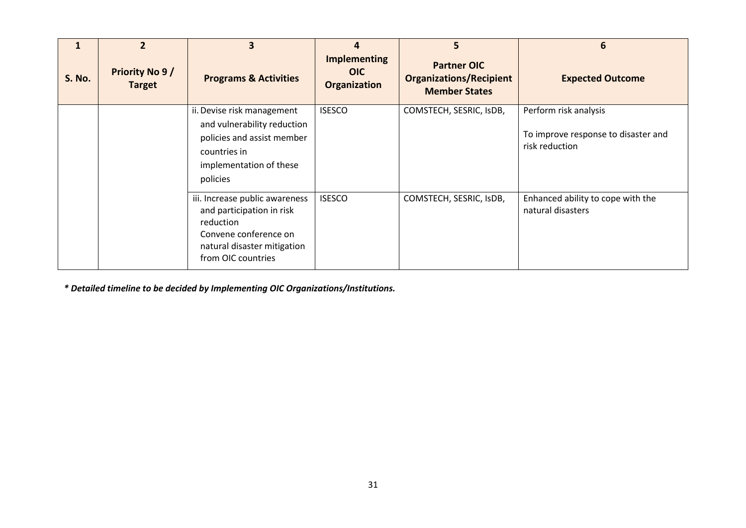| 1<br>S. No. | 2<br>Priority No 9 / Target | 3<br>Programs & Activities | 4<br>Implementing OIC Organization | 5<br>Partner OIC Organizations/Recipient Member States | 6<br>Expected Outcome |
|---|---|---|---|---|---|
| | | ii. Devise risk management and vulnerability reduction policies and assist member countries in implementation of these policies | ISESCO | COMSTECH, SESRIC, IsDB, | Perform risk analysis<br>To improve response to disaster and risk reduction |
| | | iii. Increase public awareness and participation in risk reduction<br>Convene conference on natural disaster mitigation from OIC countries | ISESCO | COMSTECH, SESRIC, IsDB, | Enhanced ability to cope with the natural disasters |

***** Detailed timeline to be decided by Implementing OIC Organizations/Institutions.*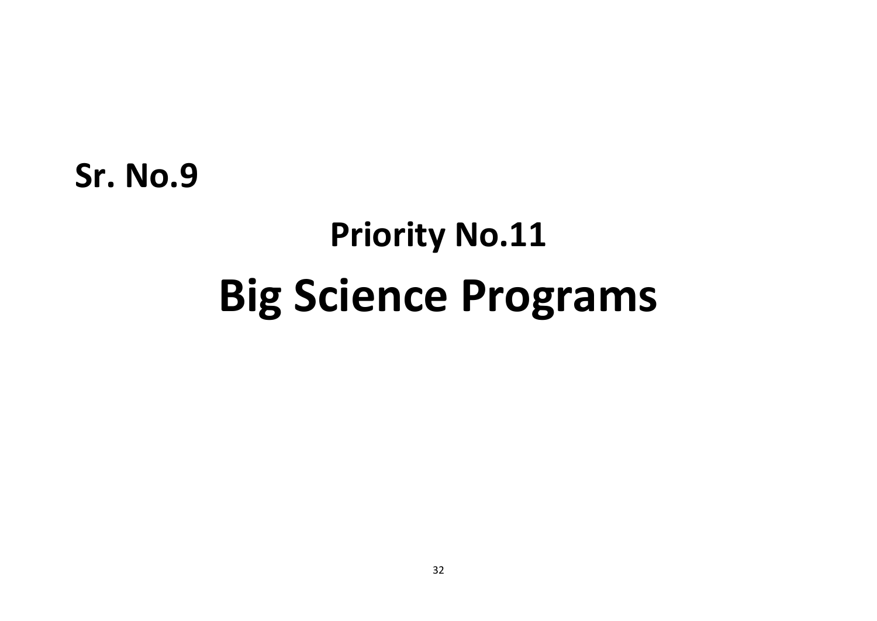**Sr. No.9**

## Priority No.11

# Big Science Programs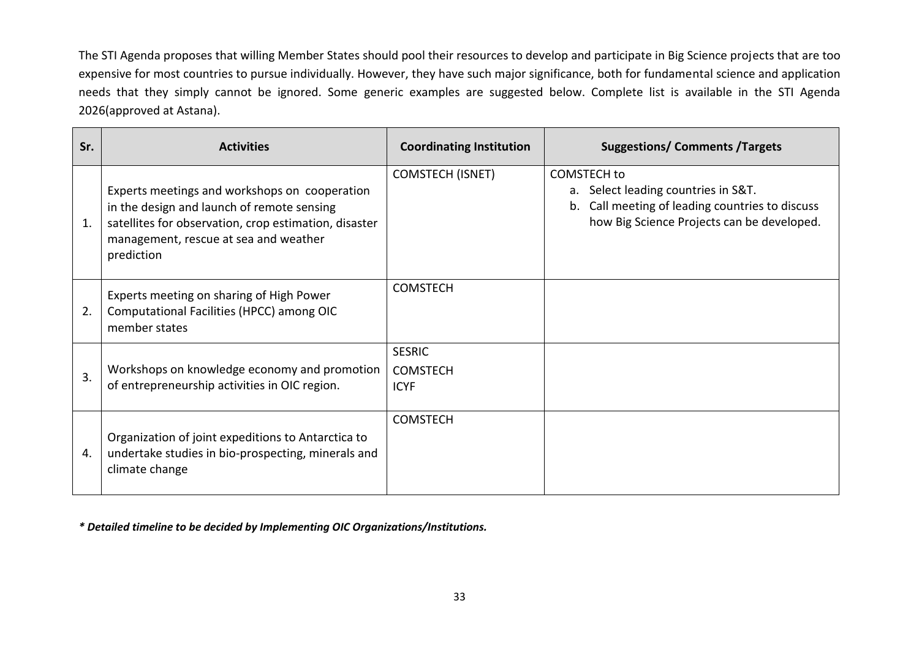The STI Agenda proposes that willing Member States should pool their resources to develop and participate in Big Science projects that are too expensive for most countries to pursue individually. However, they have such major significance, both for fundamental science and application needs that they simply cannot be ignored. Some generic examples are suggested below. Complete list is available in the STI Agenda 2026(approved at Astana).

| Sr. | Activities | Coordinating Institution | Suggestions/ Comments /Targets |
|---|---|---|---|
| 1. | Experts meetings and workshops on cooperation in the design and launch of remote sensing satellites for observation, crop estimation, disaster management, rescue at sea and weather prediction | COMSTECH (ISNET) | COMSTECH to<br>a. Select leading countries in S&T.<br>b. Call meeting of leading countries to discuss how Big Science Projects can be developed. |
| 2. | Experts meeting on sharing of High Power Computational Facilities (HPCC) among OIC member states | COMSTECH | |
| 3. | Workshops on knowledge economy and promotion of entrepreneurship activities in OIC region. | SESRIC<br>COMSTECH<br>ICYF | |
| 4. | Organization of joint expeditions to Antarctica to undertake studies in bio-prospecting, minerals and climate change | COMSTECH | |

***\* Detailed timeline to be decided by Implementing OIC Organizations/Institutions.***